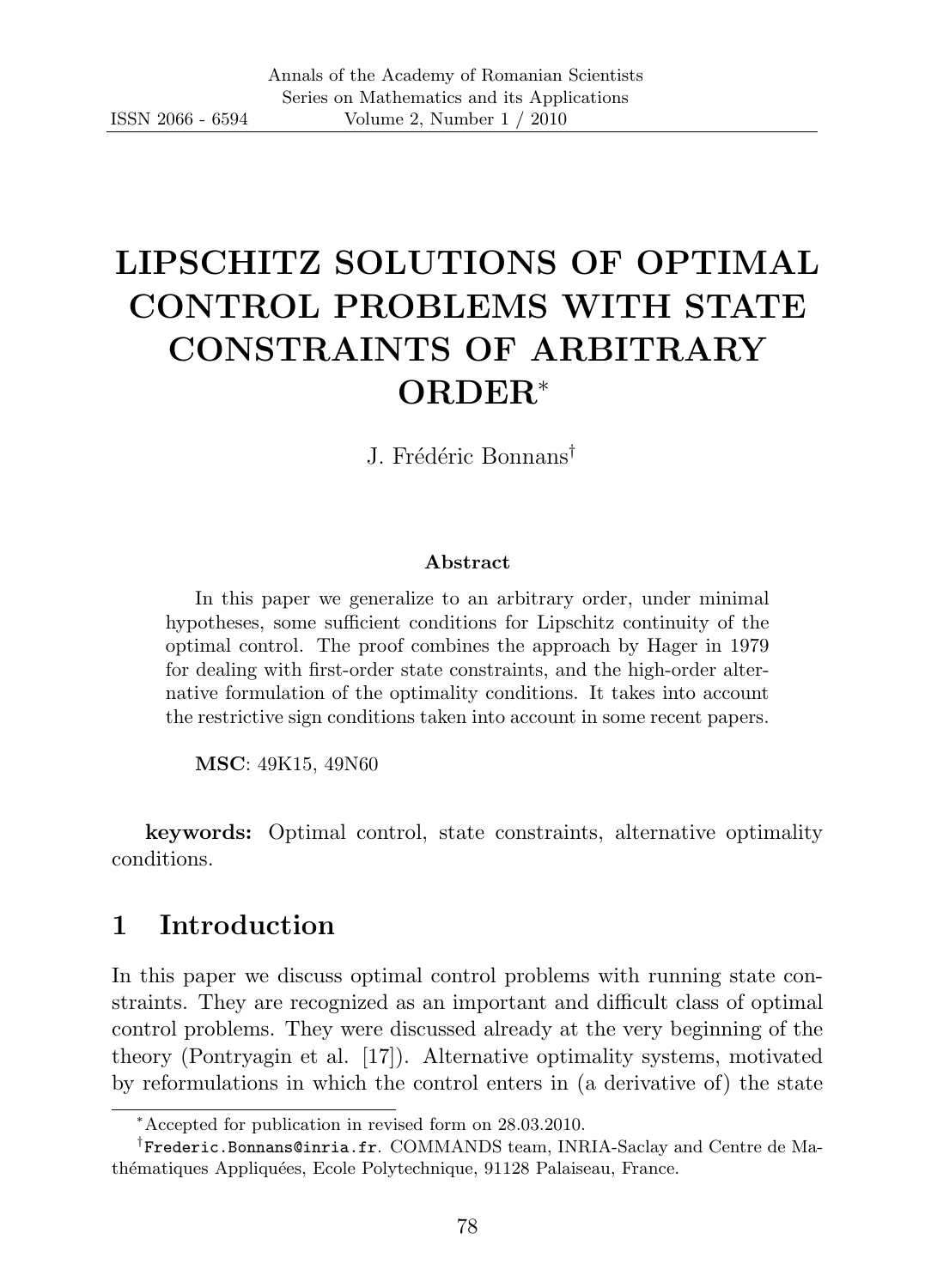# LIPSCHITZ SOLUTIONS OF OPTIMAL CONTROL PROBLEMS WITH STATE CONSTRAINTS OF ARBITRARY ORDER*

J. Frédéric Bonnans†

### Abstract

In this paper we generalize to an arbitrary order, under minimal hypotheses, some sufficient conditions for Lipschitz continuity of the optimal control. The proof combines the approach by Hager in 1979 for dealing with first-order state constraints, and the high-order alternative formulation of the optimality conditions. It takes into account the restrictive sign conditions taken into account in some recent papers.

**MSC**: 49K15, 49N60

**keywords:** Optimal control, state constraints, alternative optimality conditions.

## 1 Introduction

In this paper we discuss optimal control problems with running state constraints. They are recognized as an important and difficult class of optimal control problems. They were discussed already at the very beginning of the theory (Pontryagin et al. [17]). Alternative optimality systems, motivated by reformulations in which the control enters in (a derivative of) the state

---

*Accepted for publication in revised form on 28.03.2010.

†Frederic.Bonnans@inria.fr. COMMANDS team, INRIA-Saclay and Centre de Mathématiques Appliquées, Ecole Polytechnique, 91128 Palaiseau, France.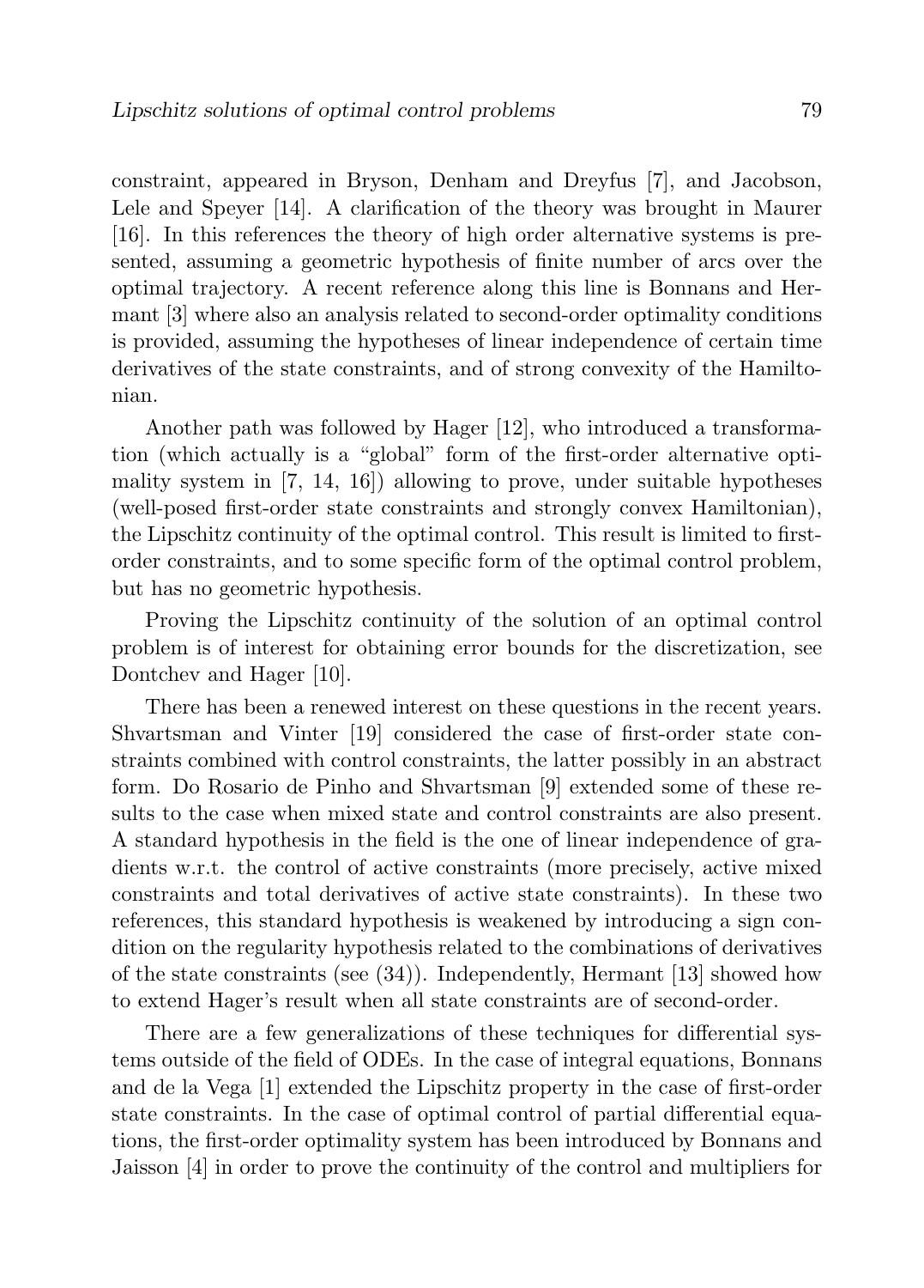constraint, appeared in Bryson, Denham and Dreyfus [7], and Jacobson, Lele and Speyer [14]. A clarification of the theory was brought in Maurer [16]. In this references the theory of high order alternative systems is presented, assuming a geometric hypothesis of finite number of arcs over the optimal trajectory. A recent reference along this line is Bonnans and Hermant [3] where also an analysis related to second-order optimality conditions is provided, assuming the hypotheses of linear independence of certain time derivatives of the state constraints, and of strong convexity of the Hamiltonian.

Another path was followed by Hager [12], who introduced a transformation (which actually is a "global" form of the first-order alternative optimality system in [7, 14, 16]) allowing to prove, under suitable hypotheses (well-posed first-order state constraints and strongly convex Hamiltonian), the Lipschitz continuity of the optimal control. This result is limited to first-order constraints, and to some specific form of the optimal control problem, but has no geometric hypothesis.

Proving the Lipschitz continuity of the solution of an optimal control problem is of interest for obtaining error bounds for the discretization, see Dontchev and Hager [10].

There has been a renewed interest on these questions in the recent years. Shvartsman and Vinter [19] considered the case of first-order state constraints combined with control constraints, the latter possibly in an abstract form. Do Rosario de Pinho and Shvartsman [9] extended some of these results to the case when mixed state and control constraints are also present. A standard hypothesis in the field is the one of linear independence of gradients w.r.t. the control of active constraints (more precisely, active mixed constraints and total derivatives of active state constraints). In these two references, this standard hypothesis is weakened by introducing a sign condition on the regularity hypothesis related to the combinations of derivatives of the state constraints (see (34)). Independently, Hermant [13] showed how to extend Hager's result when all state constraints are of second-order.

There are a few generalizations of these techniques for differential systems outside of the field of ODEs. In the case of integral equations, Bonnans and de la Vega [1] extended the Lipschitz property in the case of first-order state constraints. In the case of optimal control of partial differential equations, the first-order optimality system has been introduced by Bonnans and Jaisson [4] in order to prove the continuity of the control and multipliers for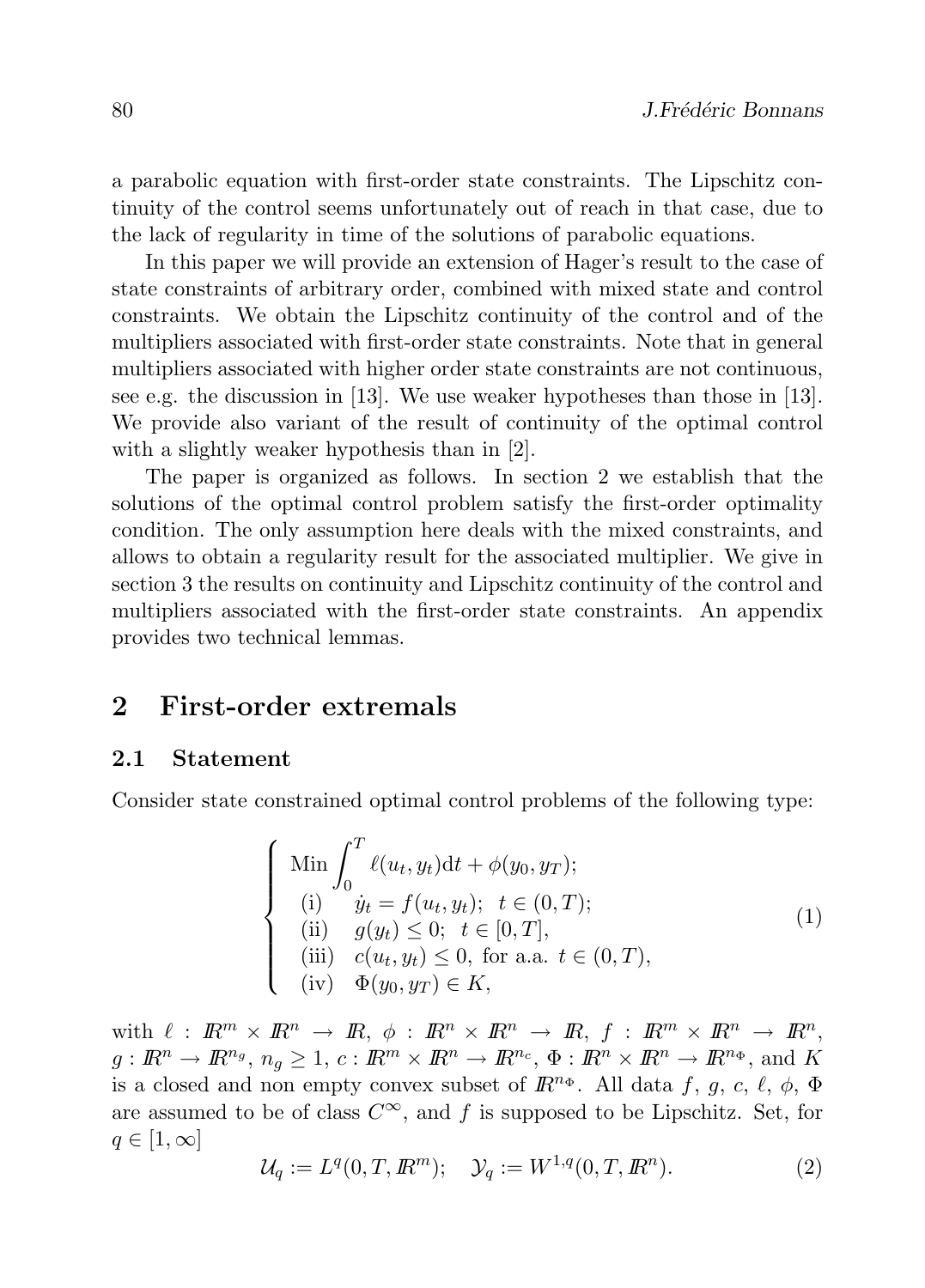a parabolic equation with first-order state constraints. The Lipschitz continuity of the control seems unfortunately out of reach in that case, due to the lack of regularity in time of the solutions of parabolic equations.

In this paper we will provide an extension of Hager's result to the case of state constraints of arbitrary order, combined with mixed state and control constraints. We obtain the Lipschitz continuity of the control and of the multipliers associated with first-order state constraints. Note that in general multipliers associated with higher order state constraints are not continuous, see e.g. the discussion in [13]. We use weaker hypotheses than those in [13]. We provide also variant of the result of continuity of the optimal control with a slightly weaker hypothesis than in [2].

The paper is organized as follows. In section 2 we establish that the solutions of the optimal control problem satisfy the first-order optimality condition. The only assumption here deals with the mixed constraints, and allows to obtain a regularity result for the associated multiplier. We give in section 3 the results on continuity and Lipschitz continuity of the control and multipliers associated with the first-order state constraints. An appendix provides two technical lemmas.

## 2 First-order extremals

### 2.1 Statement

Consider state constrained optimal control problems of the following type:

$$\left\{ \begin{array}{ll} \text{Min} \displaystyle\int_0^T \ell(u_t, y_t)\mathrm{d}t + \phi(y_0, y_T); & \\ \text{(i)} \quad \dot{y}_t = f(u_t, y_t); \;\; t \in (0,T); & \\ \text{(ii)} \quad g(y_t) \leq 0; \;\; t \in [0,T], & \\ \text{(iii)} \;\; c(u_t, y_t) \leq 0, \text{ for a.a. } t \in (0,T), & \\ \text{(iv)} \;\; \Phi(y_0, y_T) \in K, & \end{array} \right. \tag{1}$$

with $\ell : I\!R^m \times I\!R^n \to I\!R$, $\phi : I\!R^n \times I\!R^n \to I\!R$, $f : I\!R^m \times I\!R^n \to I\!R^n$, $g : I\!R^n \to I\!R^{n_g}$, $n_g \geq 1$, $c : I\!R^m \times I\!R^n \to I\!R^{n_c}$, $\Phi : I\!R^n \times I\!R^n \to I\!R^{n_\Phi}$, and $K$ is a closed and non empty convex subset of $I\!R^{n_\Phi}$. All data $f$, $g$, $c$, $\ell$, $\phi$, $\Phi$ are assumed to be of class $C^\infty$, and $f$ is supposed to be Lipschitz. Set, for $q \in [1, \infty]$

$$\mathcal{U}_q := L^q(0,T,I\!R^m); \quad \mathcal{Y}_q := W^{1,q}(0,T,I\!R^n). \tag{2}$$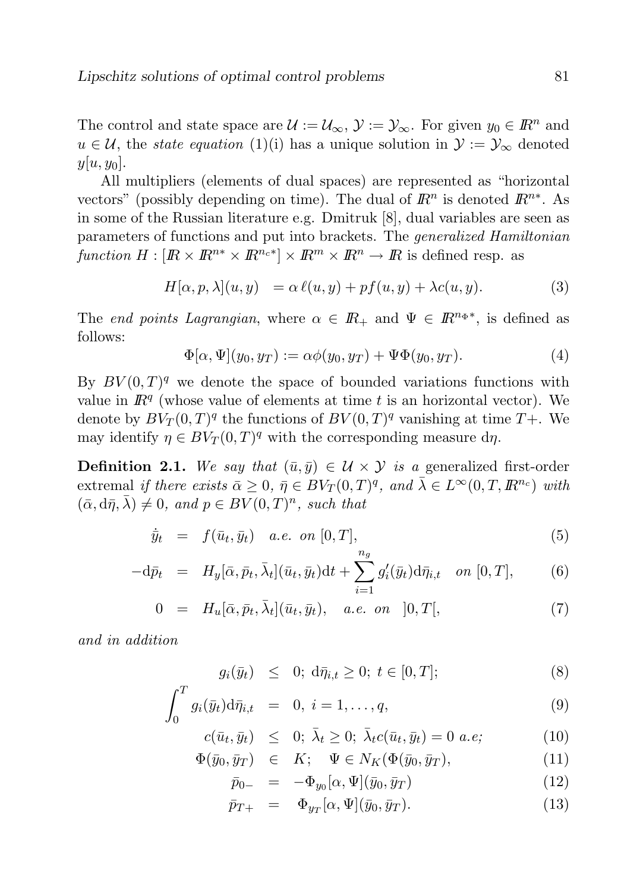The control and state space are $\mathcal{U} := \mathcal{U}_\infty$, $\mathcal{Y} := \mathcal{Y}_\infty$. For given $y_0 \in \mathbb{R}^n$ and $u \in \mathcal{U}$, the *state equation* (1)(i) has a unique solution in $\mathcal{Y} := \mathcal{Y}_\infty$ denoted $y[u, y_0]$.

All multipliers (elements of dual spaces) are represented as "horizontal vectors" (possibly depending on time). The dual of $\mathbb{R}^n$ is denoted $\mathbb{R}^{n*}$. As in some of the Russian literature e.g. Dmitruk [8], dual variables are seen as parameters of functions and put into brackets. The *generalized Hamiltonian function* $H : [\mathbb{R} \times \mathbb{R}^{n*} \times \mathbb{R}^{n_c*}] \times \mathbb{R}^m \times \mathbb{R}^n \to \mathbb{R}$ is defined resp. as

$$H[\alpha, p, \lambda](u, y) \quad = \alpha\, \ell(u, y) + pf(u, y) + \lambda c(u, y). \tag{3}$$

The *end points Lagrangian*, where $\alpha \in \mathbb{R}_+$ and $\Psi \in \mathbb{R}^{n_\Phi *}$, is defined as follows:

$$\Phi[\alpha, \Psi](y_0, y_T) := \alpha\phi(y_0, y_T) + \Psi\Phi(y_0, y_T). \tag{4}$$

By $BV(0,T)^q$ we denote the space of bounded variations functions with value in $\mathbb{R}^q$ (whose value of elements at time $t$ is an horizontal vector). We denote by $BV_T(0,T)^q$ the functions of $BV(0,T)^q$ vanishing at time $T+$. We may identify $\eta \in BV_T(0,T)^q$ with the corresponding measure $\mathrm{d}\eta$.

**Definition 2.1.** *We say that $(\bar{u}, \bar{y}) \in \mathcal{U} \times \mathcal{Y}$ is a* generalized first-order extremal *if there exists $\bar{\alpha} \geq 0$, $\bar{\eta} \in BV_T(0,T)^q$, and $\bar{\lambda} \in L^\infty(0, T, \mathbb{R}^{n_c})$ with $(\bar{\alpha}, \mathrm{d}\bar{\eta}, \bar{\lambda}) \neq 0$, and $p \in BV(0,T)^n$, such that*

$$\dot{\bar{y}}_t \quad = \quad f(\bar{u}_t, \bar{y}_t) \quad a.e.\ on\ [0, T], \tag{5}$$

$$-\mathrm{d}\bar{p}_t \quad = \quad H_y[\bar{\alpha}, \bar{p}_t, \bar{\lambda}_t](\bar{u}_t, \bar{y}_t)\mathrm{d}t + \sum_{i=1}^{n_g} g_i'(\bar{y}_t)\mathrm{d}\bar{\eta}_{i,t} \quad on\ [0, T], \tag{6}$$

$$0 \quad = \quad H_u[\bar{\alpha}, \bar{p}_t, \bar{\lambda}_t](\bar{u}_t, \bar{y}_t), \quad a.e.\ on\ \ ]0, T[, \tag{7}$$

*and in addition*

$$g_i(\bar{y}_t) \quad \leq \quad 0;\ \mathrm{d}\bar{\eta}_{i,t} \geq 0;\ t \in [0, T]; \tag{8}$$

$$\int_0^T g_i(\bar{y}_t)\mathrm{d}\bar{\eta}_{i,t} \quad = \quad 0,\ i = 1, \ldots, q, \tag{9}$$

$$c(\bar{u}_t, \bar{y}_t) \quad \leq \quad 0;\ \bar{\lambda}_t \geq 0;\ \bar{\lambda}_t c(\bar{u}_t, \bar{y}_t) = 0\ a.e; \tag{10}$$

$$\Phi(\bar{y}_0, \bar{y}_T) \quad \in \quad K; \quad \Psi \in N_K(\Phi(\bar{y}_0, \bar{y}_T)), \tag{11}$$

$$\bar{p}_{0-} \quad = \quad -\Phi_{y_0}[\alpha, \Psi](\bar{y}_0, \bar{y}_T) \tag{12}$$

$$\bar{p}_{T+} \quad = \quad \Phi_{y_T}[\alpha, \Psi](\bar{y}_0, \bar{y}_T). \tag{13}$$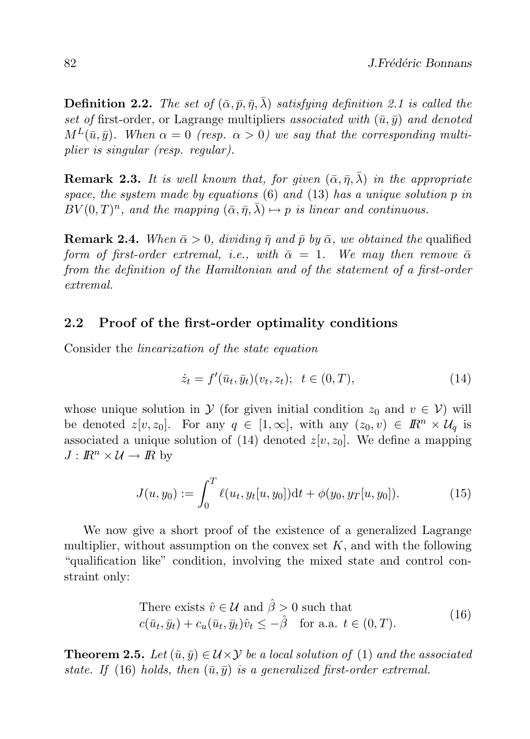**Definition 2.2.** *The set of* $(\bar{\alpha}, \bar{p}, \bar{\eta}, \bar{\lambda})$ *satisfying definition 2.1 is called the set of* first-order, or Lagrange multipliers *associated with* $(\bar{u}, \bar{y})$ *and denoted* $M^L(\bar{u}, \bar{y})$*. When* $\alpha = 0$ *(resp.* $\alpha > 0$*) we say that the corresponding multiplier is singular (resp. regular).*

**Remark 2.3.** *It is well known that, for given* $(\bar{\alpha}, \bar{\eta}, \bar{\lambda})$ *in the appropriate space, the system made by equations* (6) *and* (13) *has a unique solution* $p$ *in* $BV(0, T)^n$*, and the mapping* $(\bar{\alpha}, \bar{\eta}, \bar{\lambda}) \mapsto p$ *is linear and continuous.*

**Remark 2.4.** *When* $\bar{\alpha} > 0$*, dividing* $\bar{\eta}$ *and* $\bar{p}$ *by* $\bar{\alpha}$*, we obtained the* qualified *form of first-order extremal, i.e., with* $\bar{\alpha} = 1$*. We may then remove* $\bar{\alpha}$ *from the definition of the Hamiltonian and of the statement of a first-order extremal.*

## 2.2 Proof of the first-order optimality conditions

Consider the *linearization of the state equation*

$$\dot{z}_t = f'(\bar{u}_t, \bar{y}_t)(v_t, z_t); \;\; t \in (0, T), \tag{14}$$

whose unique solution in $\mathcal{Y}$ (for given initial condition $z_0$ and $v \in \mathcal{V}$) will be denoted $z[v, z_0]$. For any $q \in [1, \infty]$, with any $(z_0, v) \in I\!R^n \times \mathcal{U}_q$ is associated a unique solution of (14) denoted $z[v, z_0]$. We define a mapping $J : I\!R^n \times \mathcal{U} \to I\!R$ by

$$J(u, y_0) := \int_0^T \ell(u_t, y_t[u, y_0]) \mathrm{d}t + \phi(y_0, y_T[u, y_0]). \tag{15}$$

We now give a short proof of the existence of a generalized Lagrange multiplier, without assumption on the convex set $K$, and with the following "qualification like" condition, involving the mixed state and control constraint only:

$$\begin{array}{l} \text{There exists } \hat{v} \in \mathcal{U} \text{ and } \hat{\beta} > 0 \text{ such that} \\ c(\bar{u}_t, \bar{y}_t) + c_u(\bar{u}_t, \bar{y}_t)\hat{v}_t \leq -\hat{\beta} \quad \text{for a.a. } t \in (0, T). \end{array} \tag{16}$$

**Theorem 2.5.** *Let* $(\bar{u}, \bar{y}) \in \mathcal{U} \times \mathcal{Y}$ *be a local solution of* (1) *and the associated state. If* (16) *holds, then* $(\bar{u}, \bar{y})$ *is a generalized first-order extremal.*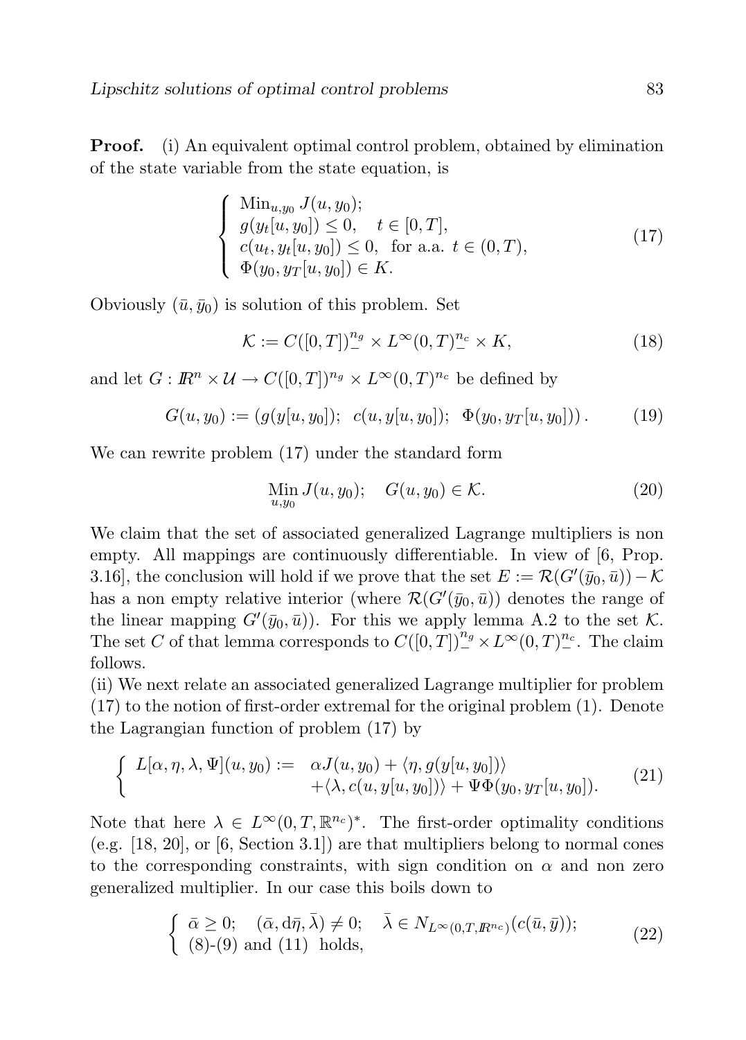**Proof.** (i) An equivalent optimal control problem, obtained by elimination of the state variable from the state equation, is

$$
\left\{
\begin{array}{l}
\operatorname{Min}_{u,y_0} J(u, y_0); \\
g(y_t[u, y_0]) \leq 0, \quad t \in [0, T], \\
c(u_t, y_t[u, y_0]) \leq 0, \;\; \text{for a.a. } t \in (0, T), \\
\Phi(y_0, y_T[u, y_0]) \in K.
\end{array}
\right.
\tag{17}
$$

Obviously $(\bar{u}, \bar{y}_0)$ is solution of this problem. Set

$$
\mathcal{K} := C([0, T])_-^{n_g} \times L^\infty(0, T)_-^{n_c} \times K,
\tag{18}
$$

and let $G : I\!R^n \times \mathcal{U} \to C([0, T])^{n_g} \times L^\infty(0, T)^{n_c}$ be defined by

$$
G(u, y_0) := \left( g(y[u, y_0]); \;\; c(u, y[u, y_0]); \;\; \Phi(y_0, y_T[u, y_0]) \right).
\tag{19}
$$

We can rewrite problem (17) under the standard form

$$
\operatorname*{Min}_{u,y_0} J(u, y_0); \quad G(u, y_0) \in \mathcal{K}.
\tag{20}
$$

We claim that the set of associated generalized Lagrange multipliers is non empty. All mappings are continuously differentiable. In view of [6, Prop. 3.16], the conclusion will hold if we prove that the set $E := \mathcal{R}(G'(\bar{y}_0, \bar{u})) - \mathcal{K}$ has a non empty relative interior (where $\mathcal{R}(G'(\bar{y}_0, \bar{u}))$ denotes the range of the linear mapping $G'(\bar{y}_0, \bar{u})$). For this we apply lemma A.2 to the set $\mathcal{K}$. The set $C$ of that lemma corresponds to $C([0, T])_-^{n_g} \times L^\infty(0, T)_-^{n_c}$. The claim follows.

(ii) We next relate an associated generalized Lagrange multiplier for problem (17) to the notion of first-order extremal for the original problem (1). Denote the Lagrangian function of problem (17) by

$$
\left\{
\begin{array}{rl}
L[\alpha, \eta, \lambda, \Psi](u, y_0) := & \alpha J(u, y_0) + \langle \eta, g(y[u, y_0]) \rangle \\
& + \langle \lambda, c(u, y[u, y_0]) \rangle + \Psi \Phi(y_0, y_T[u, y_0]).
\end{array}
\right.
\tag{21}
$$

Note that here $\lambda \in L^\infty(0, T, \mathbb{R}^{n_c})^*$. The first-order optimality conditions (e.g. [18, 20], or [6, Section 3.1]) are that multipliers belong to normal cones to the corresponding constraints, with sign condition on $\alpha$ and non zero generalized multiplier. In our case this boils down to

$$
\left\{
\begin{array}{l}
\bar{\alpha} \geq 0; \quad (\bar{\alpha}, \mathrm{d}\bar{\eta}, \bar{\lambda}) \neq 0; \quad \bar{\lambda} \in N_{L^\infty(0,T,I\!R^{n_c})}(c(\bar{u}, \bar{y})); \\
\text{(8)-(9) and (11) holds,}
\end{array}
\right.
\tag{22}
$$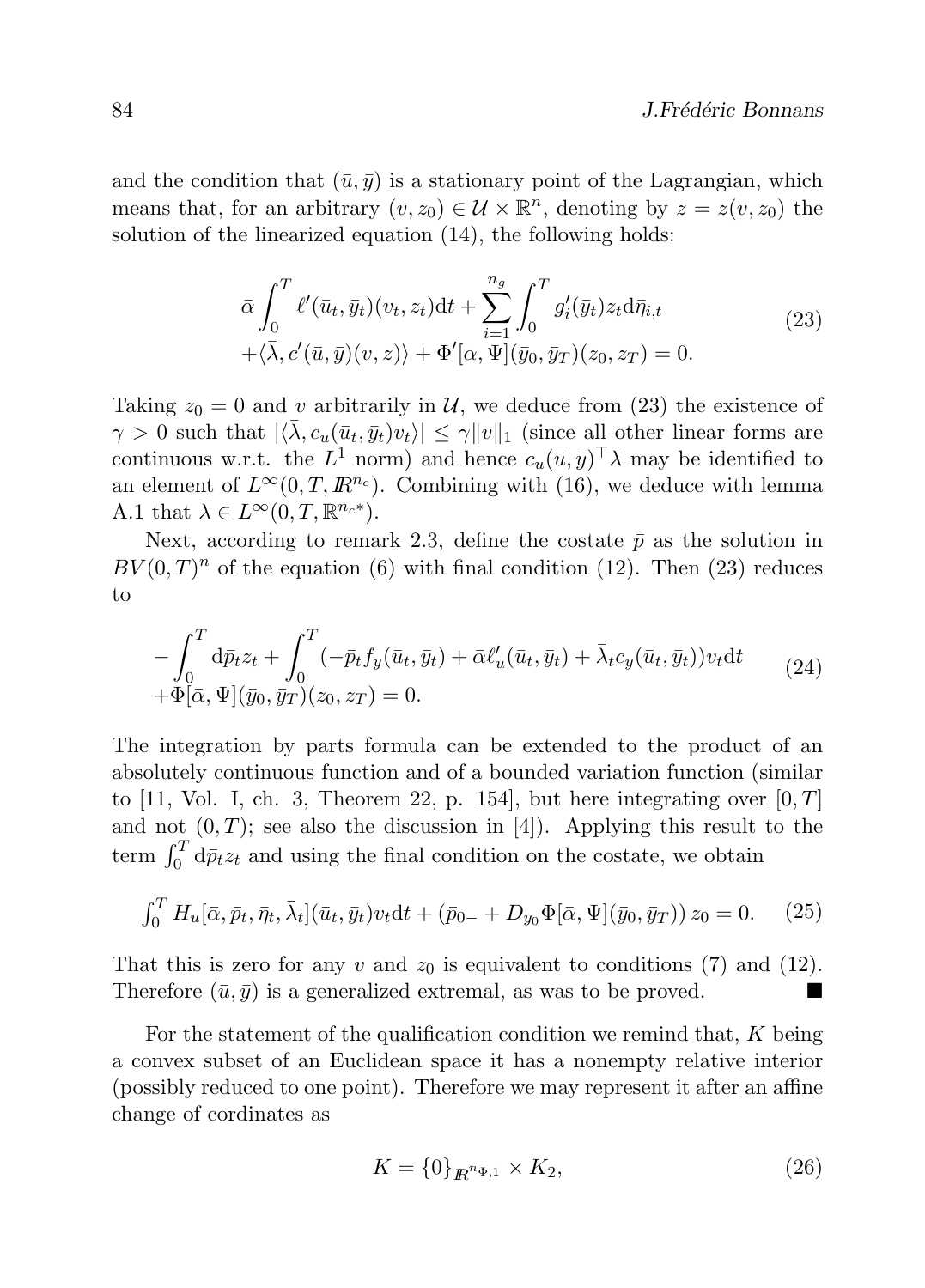and the condition that $(\bar{u}, \bar{y})$ is a stationary point of the Lagrangian, which means that, for an arbitrary $(v, z_0) \in \mathcal{U} \times \mathbb{R}^n$, denoting by $z = z(v, z_0)$ the solution of the linearized equation (14), the following holds:

$$
\begin{aligned}
&\bar{\alpha} \int_0^T \ell'(\bar{u}_t, \bar{y}_t)(v_t, z_t)\mathrm{d}t + \sum_{i=1}^{n_g} \int_0^T g_i'(\bar{y}_t) z_t \mathrm{d}\bar{\eta}_{i,t} \\
&+\langle \bar{\lambda}, c'(\bar{u}, \bar{y})(v, z)\rangle + \Phi'[\alpha, \Psi](\bar{y}_0, \bar{y}_T)(z_0, z_T) = 0.
\end{aligned} \tag{23}
$$

Taking $z_0 = 0$ and $v$ arbitrarily in $\mathcal{U}$, we deduce from (23) the existence of $\gamma > 0$ such that $|\langle \bar{\lambda}, c_u(\bar{u}_t, \bar{y}_t)v_t\rangle| \leq \gamma \|v\|_1$ (since all other linear forms are continuous w.r.t. the $L^1$ norm) and hence $c_u(\bar{u}, \bar{y})^\top \bar{\lambda}$ may be identified to an element of $L^\infty(0, T, I\!R^{n_c})$. Combining with (16), we deduce with lemma A.1 that $\bar{\lambda} \in L^\infty(0, T, \mathbb{R}^{n_c *})$.

Next, according to remark 2.3, define the costate $\bar{p}$ as the solution in $BV(0, T)^n$ of the equation (6) with final condition (12). Then (23) reduces to

$$
\begin{aligned}
&-\int_0^T \mathrm{d}\bar{p}_t z_t + \int_0^T (-\bar{p}_t f_y(\bar{u}_t, \bar{y}_t) + \bar{\alpha}\ell_u'(\bar{u}_t, \bar{y}_t) + \bar{\lambda}_t c_y(\bar{u}_t, \bar{y}_t)) v_t \mathrm{d}t \\
&+\Phi[\bar{\alpha}, \Psi](\bar{y}_0, \bar{y}_T)(z_0, z_T) = 0.
\end{aligned} \tag{24}
$$

The integration by parts formula can be extended to the product of an absolutely continuous function and of a bounded variation function (similar to [11, Vol. I, ch. 3, Theorem 22, p. 154], but here integrating over $[0, T]$ and not $(0, T)$; see also the discussion in [4]). Applying this result to the term $\int_0^T \mathrm{d}\bar{p}_t z_t$ and using the final condition on the costate, we obtain

$$
\int_0^T H_u[\bar{\alpha}, \bar{p}_t, \bar{\eta}_t, \bar{\lambda}_t](\bar{u}_t, \bar{y}_t) v_t \mathrm{d}t + (\bar{p}_{0-} + D_{y_0}\Phi[\bar{\alpha}, \Psi](\bar{y}_0, \bar{y}_T))\, z_0 = 0. \tag{25}
$$

That this is zero for any $v$ and $z_0$ is equivalent to conditions (7) and (12). Therefore $(\bar{u}, \bar{y})$ is a generalized extremal, as was to be proved. ■

For the statement of the qualification condition we remind that, $K$ being a convex subset of an Euclidean space it has a nonempty relative interior (possibly reduced to one point). Therefore we may represent it after an affine change of cordinates as

$$
K = \{0\}_{I\!R^{n_{\Phi,1}}} \times K_2, \tag{26}
$$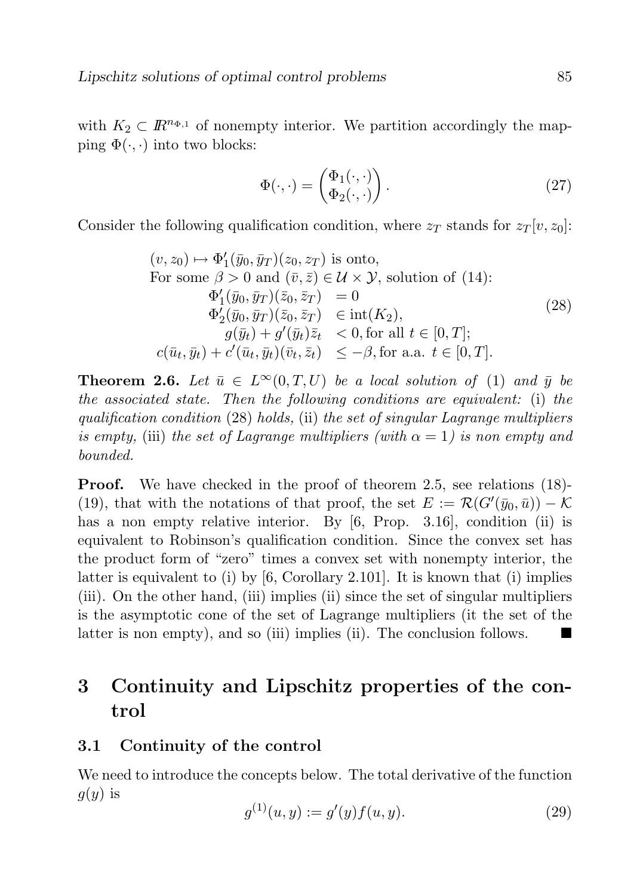with $K_2 \subset I\!R^{n_{\Phi,1}}$ of nonempty interior. We partition accordingly the mapping $\Phi(\cdot,\cdot)$ into two blocks:

$$\Phi(\cdot,\cdot) = \begin{pmatrix} \Phi_1(\cdot,\cdot) \\ \Phi_2(\cdot,\cdot) \end{pmatrix}. \tag{27}$$

Consider the following qualification condition, where $z_T$ stands for $z_T[v, z_0]$:

$$\begin{array}{rl} (v, z_0) \mapsto \Phi_1'(\bar{y}_0, \bar{y}_T)(z_0, z_T) \text{ is onto,} & \\ \text{For some } \beta > 0 \text{ and } (\bar{v}, \bar{z}) \in \mathcal{U} \times \mathcal{Y}, \text{ solution of (14):} & \\ \Phi_1'(\bar{y}_0, \bar{y}_T)(\bar{z}_0, \bar{z}_T) & = 0 \\ \Phi_2'(\bar{y}_0, \bar{y}_T)(\bar{z}_0, \bar{z}_T) & \in \text{int}(K_2), \\ g(\bar{y}_t) + g'(\bar{y}_t)\bar{z}_t & < 0, \text{for all } t \in [0, T]; \\ c(\bar{u}_t, \bar{y}_t) + c'(\bar{u}_t, \bar{y}_t)(\bar{v}_t, \bar{z}_t) & \leq -\beta, \text{for a.a. } t \in [0, T]. \end{array} \tag{28}$$

**Theorem 2.6.** *Let $\bar{u} \in L^\infty(0, T, U)$ be a local solution of* (1) *and $\bar{y}$ be the associated state. Then the following conditions are equivalent:* (i) *the qualification condition* (28) *holds,* (ii) *the set of singular Lagrange multipliers is empty,* (iii) *the set of Lagrange multipliers (with $\alpha = 1$) is non empty and bounded.*

**Proof.** We have checked in the proof of theorem 2.5, see relations (18)-(19), that with the notations of that proof, the set $E := \mathcal{R}(G'(\bar{y}_0, \bar{u})) - \mathcal{K}$ has a non empty relative interior. By [6, Prop. 3.16], condition (ii) is equivalent to Robinson's qualification condition. Since the convex set has the product form of "zero" times a convex set with nonempty interior, the latter is equivalent to (i) by [6, Corollary 2.101]. It is known that (i) implies (iii). On the other hand, (iii) implies (ii) since the set of singular multipliers is the asymptotic cone of the set of Lagrange multipliers (it the set of the latter is non empty), and so (iii) implies (ii). The conclusion follows. ∎

# 3 Continuity and Lipschitz properties of the control

## 3.1 Continuity of the control

We need to introduce the concepts below. The total derivative of the function $g(y)$ is

$$g^{(1)}(u, y) := g'(y)f(u, y). \tag{29}$$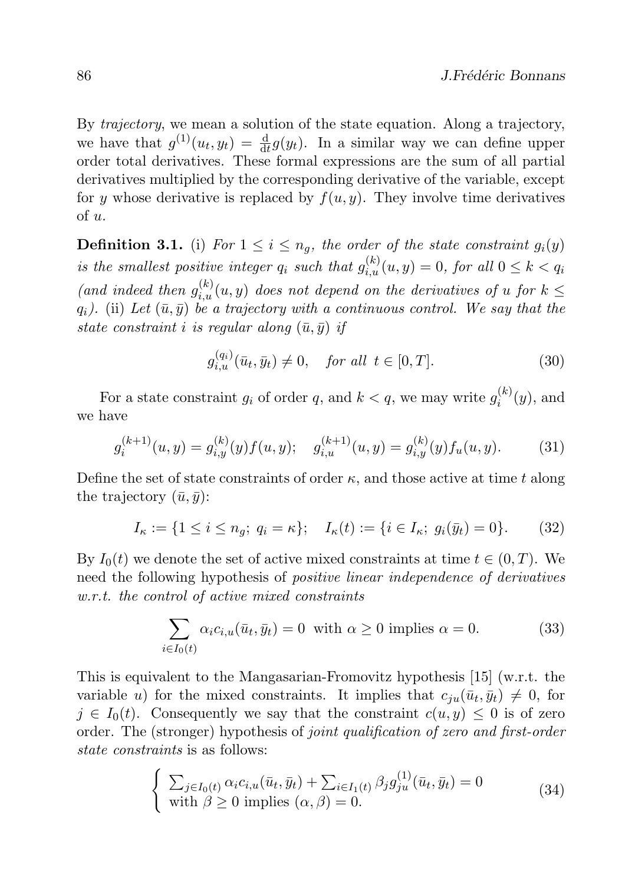By *trajectory*, we mean a solution of the state equation. Along a trajectory, we have that $g^{(1)}(u_t, y_t) = \frac{\mathrm{d}}{\mathrm{d}t} g(y_t)$. In a similar way we can define upper order total derivatives. These formal expressions are the sum of all partial derivatives multiplied by the corresponding derivative of the variable, except for $y$ whose derivative is replaced by $f(u, y)$. They involve time derivatives of $u$.

**Definition 3.1.** (i) *For $1 \leq i \leq n_g$, the order of the state constraint $g_i(y)$ is the smallest positive integer $q_i$ such that $g_{i,u}^{(k)}(u, y) = 0$, for all $0 \leq k < q_i$ (and indeed then $g_{i,u}^{(k)}(u, y)$ does not depend on the derivatives of $u$ for $k \leq q_i$).* (ii) *Let $(\bar{u}, \bar{y})$ be a trajectory with a continuous control. We say that the state constraint $i$ is regular along $(\bar{u}, \bar{y})$ if*

$$g_{i,u}^{(q_i)}(\bar{u}_t, \bar{y}_t) \neq 0, \quad \text{for all } t \in [0, T]. \tag{30}$$

For a state constraint $g_i$ of order $q$, and $k < q$, we may write $g_i^{(k)}(y)$, and we have

$$g_i^{(k+1)}(u, y) = g_{i,y}^{(k)}(y) f(u, y); \quad g_{i,u}^{(k+1)}(u, y) = g_{i,y}^{(k)}(y) f_u(u, y). \tag{31}$$

Define the set of state constraints of order $\kappa$, and those active at time $t$ along the trajectory $(\bar{u}, \bar{y})$:

$$I_\kappa := \{1 \leq i \leq n_g;\ q_i = \kappa\}; \quad I_\kappa(t) := \{i \in I_\kappa;\ g_i(\bar{y}_t) = 0\}. \tag{32}$$

By $I_0(t)$ we denote the set of active mixed constraints at time $t \in (0, T)$. We need the following hypothesis of *positive linear independence of derivatives w.r.t. the control of active mixed constraints*

$$\sum_{i \in I_0(t)} \alpha_i c_{i,u}(\bar{u}_t, \bar{y}_t) = 0 \text{ with } \alpha \geq 0 \text{ implies } \alpha = 0. \tag{33}$$

This is equivalent to the Mangasarian-Fromovitz hypothesis [15] (w.r.t. the variable $u$) for the mixed constraints. It implies that $c_{ju}(\bar{u}_t, \bar{y}_t) \neq 0$, for $j \in I_0(t)$. Consequently we say that the constraint $c(u, y) \leq 0$ is of zero order. The (stronger) hypothesis of *joint qualification of zero and first-order state constraints* is as follows:

$$\left\{ \begin{array}{l} \sum_{j \in I_0(t)} \alpha_i c_{i,u}(\bar{u}_t, \bar{y}_t) + \sum_{i \in I_1(t)} \beta_j g_{ju}^{(1)}(\bar{u}_t, \bar{y}_t) = 0 \\ \text{with } \beta \geq 0 \text{ implies } (\alpha, \beta) = 0. \end{array} \right. \tag{34}$$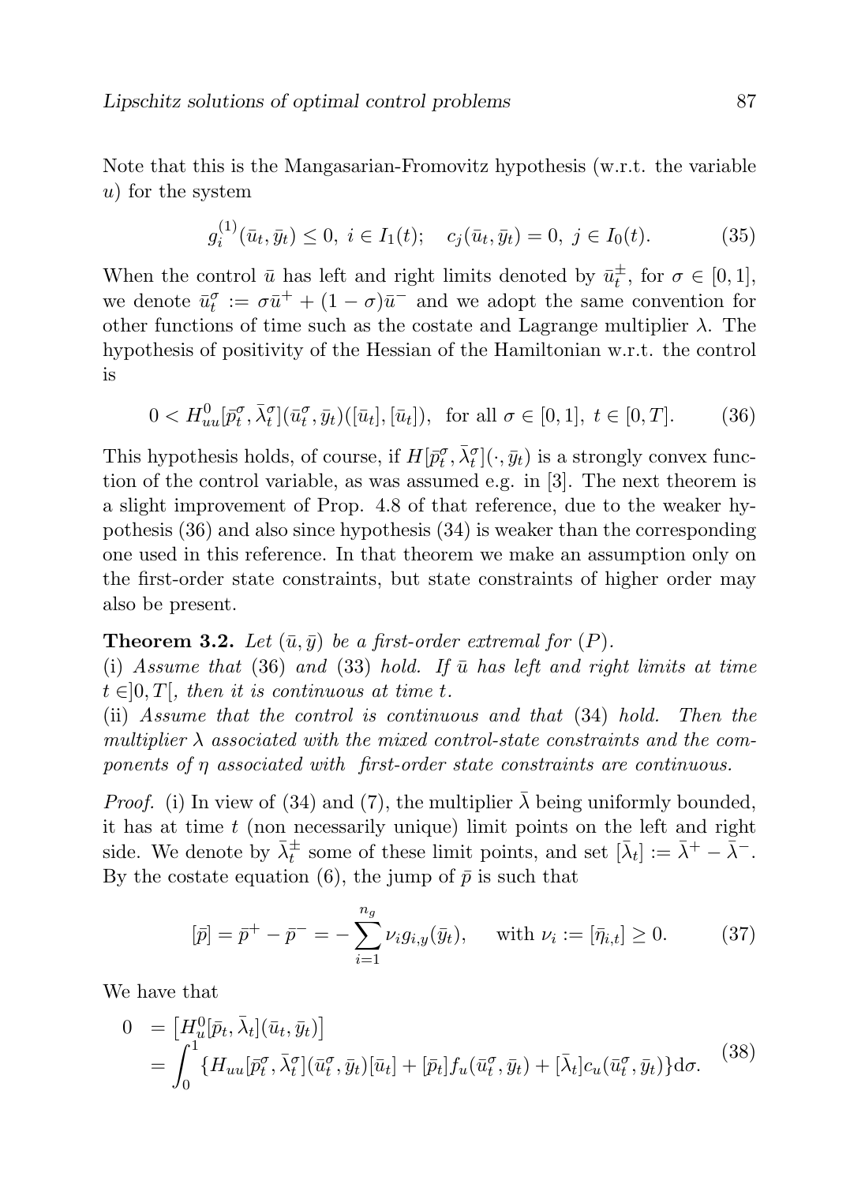Note that this is the Mangasarian-Fromovitz hypothesis (w.r.t. the variable $u$) for the system

$$g_i^{(1)}(\bar{u}_t, \bar{y}_t) \leq 0, \; i \in I_1(t); \quad c_j(\bar{u}_t, \bar{y}_t) = 0, \; j \in I_0(t). \tag{35}$$

When the control $\bar{u}$ has left and right limits denoted by $\bar{u}_t^{\pm}$, for $\sigma \in [0,1]$, we denote $\bar{u}_t^{\sigma} := \sigma \bar{u}^+ + (1-\sigma)\bar{u}^-$ and we adopt the same convention for other functions of time such as the costate and Lagrange multiplier $\lambda$. The hypothesis of positivity of the Hessian of the Hamiltonian w.r.t. the control is

$$0 < H^0_{uu}[\bar{p}_t^{\sigma}, \bar{\lambda}_t^{\sigma}](\bar{u}_t^{\sigma}, \bar{y}_t)([\bar{u}_t], [\bar{u}_t]), \;\; \text{for all } \sigma \in [0,1], \; t \in [0,T]. \tag{36}$$

This hypothesis holds, of course, if $H[\bar{p}_t^{\sigma}, \bar{\lambda}_t^{\sigma}](\cdot, \bar{y}_t)$ is a strongly convex function of the control variable, as was assumed e.g. in [3]. The next theorem is a slight improvement of Prop. 4.8 of that reference, due to the weaker hypothesis (36) and also since hypothesis (34) is weaker than the corresponding one used in this reference. In that theorem we make an assumption only on the first-order state constraints, but state constraints of higher order may also be present.

**Theorem 3.2.** *Let $(\bar{u}, \bar{y})$ be a first-order extremal for $(P)$.*
(i) *Assume that (36) and (33) hold. If $\bar{u}$ has left and right limits at time $t \in ]0,T[$, then it is continuous at time $t$.*
(ii) *Assume that the control is continuous and that (34) hold. Then the multiplier $\lambda$ associated with the mixed control-state constraints and the components of $\eta$ associated with first-order state constraints are continuous.*

*Proof.* (i) In view of (34) and (7), the multiplier $\bar{\lambda}$ being uniformly bounded, it has at time $t$ (non necessarily unique) limit points on the left and right side. We denote by $\bar{\lambda}_t^{\pm}$ some of these limit points, and set $[\bar{\lambda}_t] := \bar{\lambda}^+ - \bar{\lambda}^-$. By the costate equation (6), the jump of $\bar{p}$ is such that

$$[\bar{p}] = \bar{p}^+ - \bar{p}^- = -\sum_{i=1}^{n_g} \nu_i g_{i,y}(\bar{y}_t), \qquad \text{with } \nu_i := [\bar{\eta}_{i,t}] \geq 0. \tag{37}$$

We have that

$$\begin{aligned} 0 &= \left[H^0_u[\bar{p}_t, \bar{\lambda}_t](\bar{u}_t, \bar{y}_t)\right] \\ &= \int_0^1 \{H_{uu}[\bar{p}_t^{\sigma}, \bar{\lambda}_t^{\sigma}](\bar{u}_t^{\sigma}, \bar{y}_t)[\bar{u}_t] + [\bar{p}_t] f_u(\bar{u}_t^{\sigma}, \bar{y}_t) + [\bar{\lambda}_t] c_u(\bar{u}_t^{\sigma}, \bar{y}_t)\} \mathrm{d}\sigma. \end{aligned} \tag{38}$$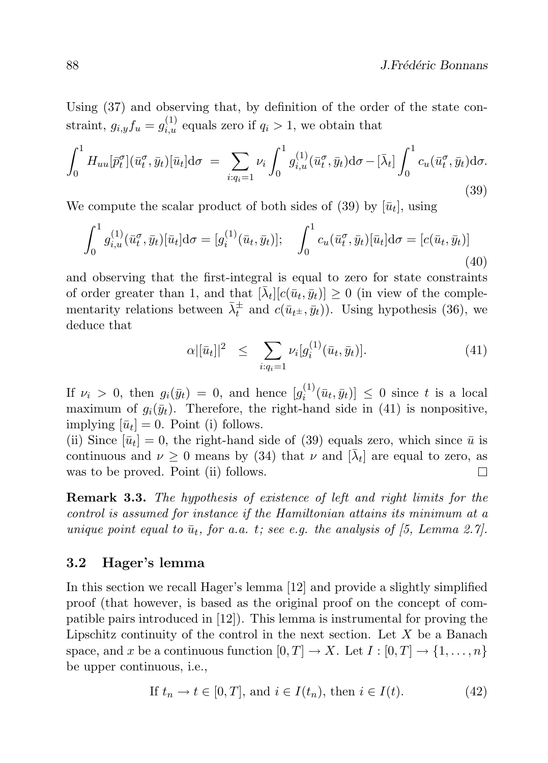Using (37) and observing that, by definition of the order of the state constraint, $g_{i,y} f_u = g^{(1)}_{i,u}$ equals zero if $q_i > 1$, we obtain that

$$\int_0^1 H_{uu}[\bar{p}^\sigma_t](\bar{u}^\sigma_t, \bar{y}_t)[\bar{u}_t]\mathrm{d}\sigma \;=\; \sum_{i:q_i=1} \nu_i \int_0^1 g^{(1)}_{i,u}(\bar{u}^\sigma_t, \bar{y}_t)\mathrm{d}\sigma - [\bar{\lambda}_t] \int_0^1 c_u(\bar{u}^\sigma_t, \bar{y}_t)\mathrm{d}\sigma. \tag{39}$$

We compute the scalar product of both sides of (39) by $[\bar{u}_t]$, using

$$\int_0^1 g^{(1)}_{i,u}(\bar{u}^\sigma_t, \bar{y}_t)[\bar{u}_t]\mathrm{d}\sigma = [g^{(1)}_i(\bar{u}_t, \bar{y}_t)]; \quad \int_0^1 c_u(\bar{u}^\sigma_t, \bar{y}_t)[\bar{u}_t]\mathrm{d}\sigma = [c(\bar{u}_t, \bar{y}_t)] \tag{40}$$

and observing that the first-integral is equal to zero for state constraints of order greater than 1, and that $[\bar{\lambda}_t][c(\bar{u}_t, \bar{y}_t)] \geq 0$ (in view of the complementarity relations between $\bar{\lambda}^\pm_t$ and $c(\bar{u}_{t^\pm}, \bar{y}_t)$). Using hypothesis (36), we deduce that

$$\alpha |[\bar{u}_t]|^2 \;\leq\; \sum_{i:q_i=1} \nu_i [g^{(1)}_i(\bar{u}_t, \bar{y}_t)]. \tag{41}$$

If $\nu_i > 0$, then $g_i(\bar{y}_t) = 0$, and hence $[g^{(1)}_i(\bar{u}_t, \bar{y}_t)] \leq 0$ since $t$ is a local maximum of $g_i(\bar{y}_t)$. Therefore, the right-hand side in (41) is nonpositive, implying $[\bar{u}_t] = 0$. Point (i) follows.

(ii) Since $[\bar{u}_t] = 0$, the right-hand side of (39) equals zero, which since $\bar{u}$ is continuous and $\nu \geq 0$ means by (34) that $\nu$ and $[\bar{\lambda}_t]$ are equal to zero, as was to be proved. Point (ii) follows. □

**Remark 3.3.** *The hypothesis of existence of left and right limits for the control is assumed for instance if the Hamiltonian attains its minimum at a unique point equal to $\bar{u}_t$, for a.a. $t$; see e.g. the analysis of [5, Lemma 2.7].*

### 3.2 Hager's lemma

In this section we recall Hager's lemma [12] and provide a slightly simplified proof (that however, is based as the original proof on the concept of compatible pairs introduced in [12]). This lemma is instrumental for proving the Lipschitz continuity of the control in the next section. Let $X$ be a Banach space, and $x$ be a continuous function $[0, T] \to X$. Let $I : [0, T] \to \{1, \ldots, n\}$ be upper continuous, i.e.,

$$\text{If } t_n \to t \in [0, T], \text{ and } i \in I(t_n), \text{ then } i \in I(t). \tag{42}$$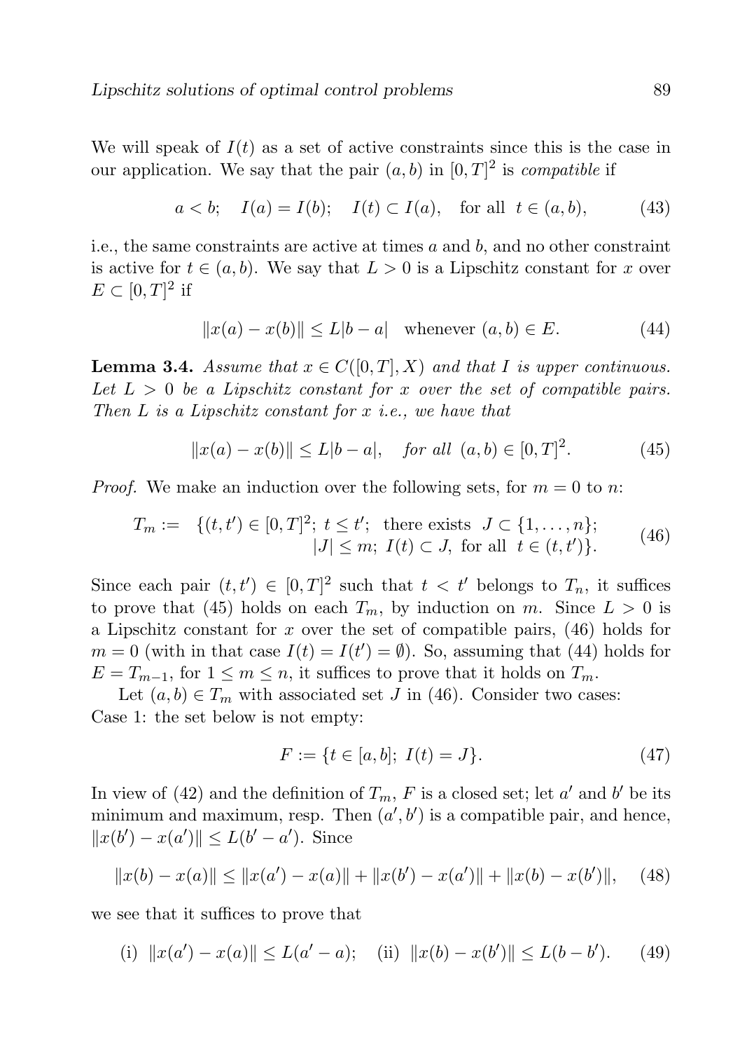We will speak of $I(t)$ as a set of active constraints since this is the case in our application. We say that the pair $(a, b)$ in $[0, T]^2$ is *compatible* if

$$a < b; \quad I(a) = I(b); \quad I(t) \subset I(a), \quad \text{for all } \; t \in (a, b), \tag{43}$$

i.e., the same constraints are active at times $a$ and $b$, and no other constraint is active for $t \in (a, b)$. We say that $L > 0$ is a Lipschitz constant for $x$ over $E \subset [0, T]^2$ if

$$\|x(a) - x(b)\| \leq L|b - a| \quad \text{whenever } (a, b) \in E. \tag{44}$$

**Lemma 3.4.** *Assume that $x \in C([0, T], X)$ and that $I$ is upper continuous. Let $L > 0$ be a Lipschitz constant for $x$ over the set of compatible pairs. Then $L$ is a Lipschitz constant for $x$ i.e., we have that*

$$\|x(a) - x(b)\| \leq L|b - a|, \quad \textit{for all } \; (a, b) \in [0, T]^2. \tag{45}$$

*Proof.* We make an induction over the following sets, for $m = 0$ to $n$:

$$\begin{aligned} T_m := \quad &\{(t, t') \in [0, T]^2; \; t \leq t'; \; \text{ there exists } \; J \subset \{1, \dots, n\}; \\ &\qquad |J| \leq m; \; I(t) \subset J, \; \text{for all } \; t \in (t, t')\}. \end{aligned} \tag{46}$$

Since each pair $(t, t') \in [0, T]^2$ such that $t < t'$ belongs to $T_n$, it suffices to prove that (45) holds on each $T_m$, by induction on $m$. Since $L > 0$ is a Lipschitz constant for $x$ over the set of compatible pairs, (46) holds for $m = 0$ (with in that case $I(t) = I(t') = \emptyset$). So, assuming that (44) holds for $E = T_{m-1}$, for $1 \leq m \leq n$, it suffices to prove that it holds on $T_m$.

Let $(a, b) \in T_m$ with associated set $J$ in (46). Consider two cases:
Case 1: the set below is not empty:

$$F := \{t \in [a, b]; \; I(t) = J\}. \tag{47}$$

In view of (42) and the definition of $T_m$, $F$ is a closed set; let $a'$ and $b'$ be its minimum and maximum, resp. Then $(a', b')$ is a compatible pair, and hence, $\|x(b') - x(a')\| \leq L(b' - a')$. Since

$$\|x(b) - x(a)\| \leq \|x(a') - x(a)\| + \|x(b') - x(a')\| + \|x(b) - x(b')\|, \tag{48}$$

we see that it suffices to prove that

$$\text{(i)} \;\; \|x(a') - x(a)\| \leq L(a' - a); \quad \text{(ii)} \;\; \|x(b) - x(b')\| \leq L(b - b'). \tag{49}$$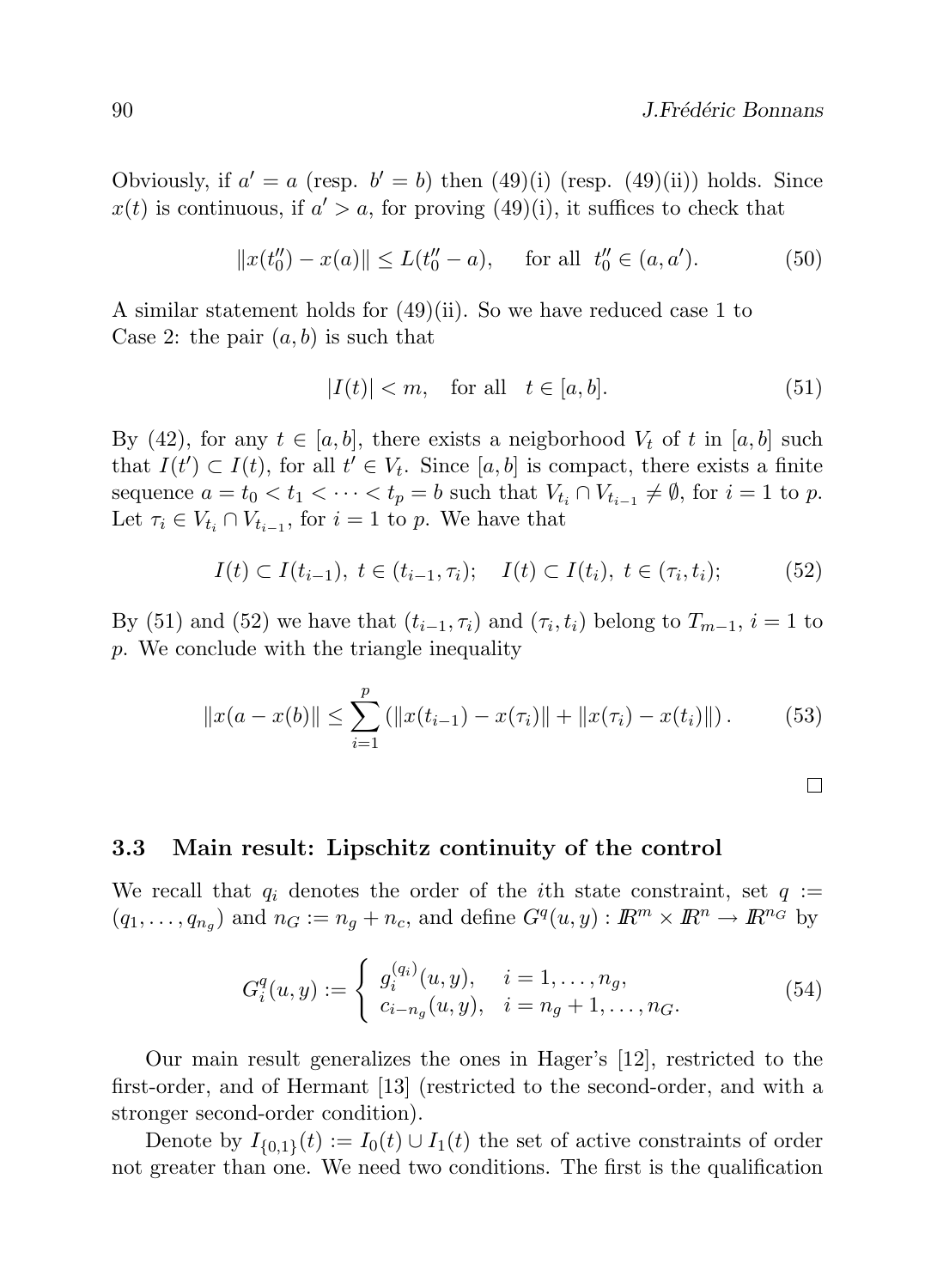Obviously, if $a' = a$ (resp. $b' = b$) then (49)(i) (resp. (49)(ii)) holds. Since $x(t)$ is continuous, if $a' > a$, for proving (49)(i), it suffices to check that

$$\|x(t_0'') - x(a)\| \leq L(t_0'' - a), \quad \text{for all } \; t_0'' \in (a, a'). \tag{50}$$

A similar statement holds for (49)(ii). So we have reduced case 1 to
Case 2: the pair $(a, b)$ is such that

$$|I(t)| < m, \quad \text{for all} \quad t \in [a, b]. \tag{51}$$

By (42), for any $t \in [a, b]$, there exists a neigborhood $V_t$ of $t$ in $[a, b]$ such that $I(t') \subset I(t)$, for all $t' \in V_t$. Since $[a, b]$ is compact, there exists a finite sequence $a = t_0 < t_1 < \cdots < t_p = b$ such that $V_{t_i} \cap V_{t_{i-1}} \neq \emptyset$, for $i = 1$ to $p$. Let $\tau_i \in V_{t_i} \cap V_{t_{i-1}}$, for $i = 1$ to $p$. We have that

$$I(t) \subset I(t_{i-1}), \; t \in (t_{i-1}, \tau_i); \quad I(t) \subset I(t_i), \; t \in (\tau_i, t_i); \tag{52}$$

By (51) and (52) we have that $(t_{i-1}, \tau_i)$ and $(\tau_i, t_i)$ belong to $T_{m-1}$, $i = 1$ to $p$. We conclude with the triangle inequality

$$\|x(a - x(b)\| \leq \sum_{i=1}^{p} \left( \|x(t_{i-1}) - x(\tau_i)\| + \|x(\tau_i) - x(t_i)\| \right). \tag{53}$$

□

### 3.3 Main result: Lipschitz continuity of the control

We recall that $q_i$ denotes the order of the $i$th state constraint, set $q := (q_1, \ldots, q_{n_g})$ and $n_G := n_g + n_c$, and define $G^q(u, y) : I\!R^m \times I\!R^n \to I\!R^{n_G}$ by

$$G_i^q(u, y) := \begin{cases} g_i^{(q_i)}(u, y), & i = 1, \ldots, n_g, \\ c_{i-n_g}(u, y), & i = n_g + 1, \ldots, n_G. \end{cases} \tag{54}$$

Our main result generalizes the ones in Hager's [12], restricted to the first-order, and of Hermant [13] (restricted to the second-order, and with a stronger second-order condition).

Denote by $I_{\{0,1\}}(t) := I_0(t) \cup I_1(t)$ the set of active constraints of order not greater than one. We need two conditions. The first is the qualification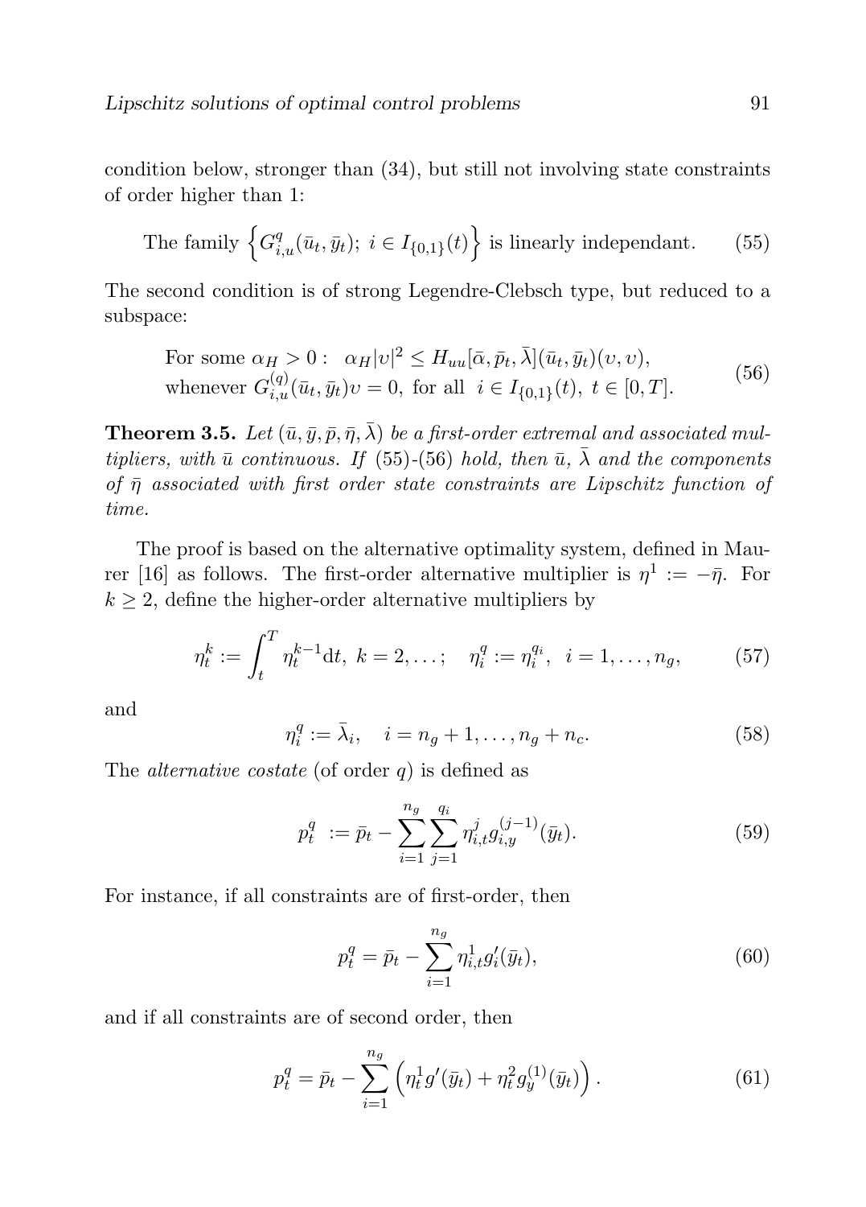condition below, stronger than (34), but still not involving state constraints of order higher than 1:

$$\text{The family } \left\{ G^q_{i,u}(\bar{u}_t, \bar{y}_t);\ i \in I_{\{0,1\}}(t) \right\} \text{ is linearly independant.} \tag{55}$$

The second condition is of strong Legendre-Clebsch type, but reduced to a subspace:

$$\begin{array}{l} \text{For some } \alpha_H > 0: \quad \alpha_H |\upsilon|^2 \leq H_{uu}[\bar{\alpha}, \bar{p}_t, \bar{\lambda}](\bar{u}_t, \bar{y}_t)(\upsilon, \upsilon), \\ \text{whenever } G^{(q)}_{i,u}(\bar{u}_t, \bar{y}_t)\upsilon = 0, \text{ for all } \ i \in I_{\{0,1\}}(t),\ t \in [0, T]. \end{array} \tag{56}$$

**Theorem 3.5.** *Let $(\bar{u}, \bar{y}, \bar{p}, \bar{\eta}, \bar{\lambda})$ be a first-order extremal and associated multipliers, with $\bar{u}$ continuous. If (55)-(56) hold, then $\bar{u}$, $\bar{\lambda}$ and the components of $\bar{\eta}$ associated with first order state constraints are Lipschitz function of time.*

The proof is based on the alternative optimality system, defined in Maurer [16] as follows. The first-order alternative multiplier is $\eta^1 := -\bar{\eta}$. For $k \geq 2$, define the higher-order alternative multipliers by

$$\eta^k_t := \int_t^T \eta^{k-1}_t \mathrm{d}t,\ k = 2, \ldots; \quad \eta^q_i := \eta^{q_i}_i, \ \ i = 1, \ldots, n_g, \tag{57}$$

and

$$\eta^q_i := \bar{\lambda}_i, \quad i = n_g + 1, \ldots, n_g + n_c. \tag{58}$$

The *alternative costate* (of order $q$) is defined as

$$p^q_t \ := \bar{p}_t - \sum_{i=1}^{n_g} \sum_{j=1}^{q_i} \eta^j_{i,t} g^{(j-1)}_{i,y}(\bar{y}_t). \tag{59}$$

For instance, if all constraints are of first-order, then

$$p^q_t = \bar{p}_t - \sum_{i=1}^{n_g} \eta^1_{i,t} g'_i(\bar{y}_t), \tag{60}$$

and if all constraints are of second order, then

$$p^q_t = \bar{p}_t - \sum_{i=1}^{n_g} \left( \eta^1_t g'(\bar{y}_t) + \eta^2_t g^{(1)}_y(\bar{y}_t) \right). \tag{61}$$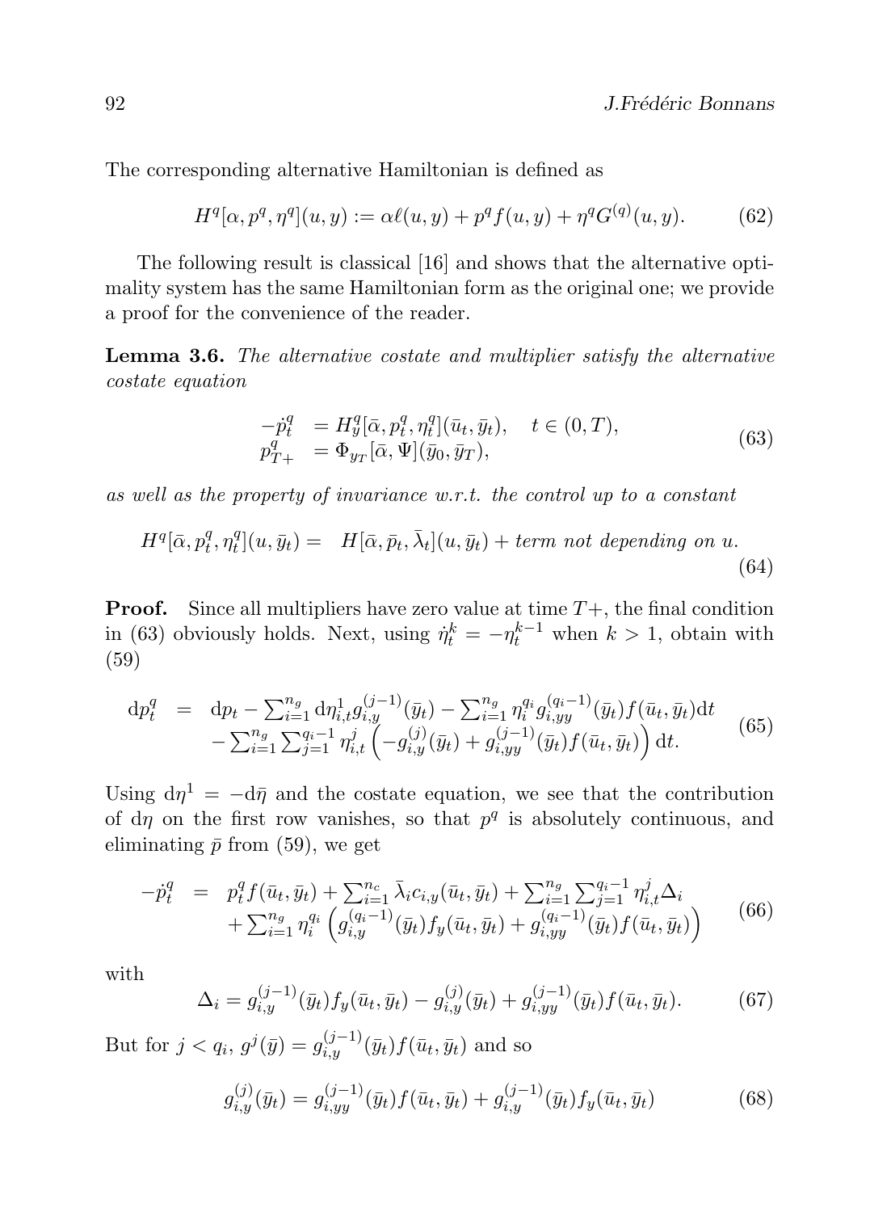The corresponding alternative Hamiltonian is defined as

$$H^q[\alpha, p^q, \eta^q](u, y) := \alpha \ell(u, y) + p^q f(u, y) + \eta^q G^{(q)}(u, y). \tag{62}$$

The following result is classical [16] and shows that the alternative optimality system has the same Hamiltonian form as the original one; we provide a proof for the convenience of the reader.

**Lemma 3.6.** *The alternative costate and multiplier satisfy the alternative costate equation*

$$\begin{array}{ll} -\dot{p}^q_t & = H^q_y[\bar{\alpha}, p^q_t, \eta^q_t](\bar{u}_t, \bar{y}_t), \quad t \in (0, T), \\ p^q_{T+} & = \Phi_{y_T}[\bar{\alpha}, \Psi](\bar{y}_0, \bar{y}_T), \end{array} \tag{63}$$

*as well as the property of invariance w.r.t. the control up to a constant*

$$H^q[\bar{\alpha}, p^q_t, \eta^q_t](u, \bar{y}_t) = \quad H[\bar{\alpha}, \bar{p}_t, \bar{\lambda}_t](u, \bar{y}_t) + \textit{term not depending on } u. \tag{64}$$

**Proof.** Since all multipliers have zero value at time $T+$, the final condition in (63) obviously holds. Next, using $\dot{\eta}^k_t = -\eta^{k-1}_t$ when $k > 1$, obtain with (59)

$$\begin{array}{rcl} \mathrm{d}p^q_t & = & \mathrm{d}p_t - \sum_{i=1}^{n_g} \mathrm{d}\eta^1_{i,t} g^{(j-1)}_{i,y}(\bar{y}_t) - \sum_{i=1}^{n_g} \eta^{q_i}_i g^{(q_i-1)}_{i,yy}(\bar{y}_t) f(\bar{u}_t, \bar{y}_t) \mathrm{d}t \\ & & - \sum_{i=1}^{n_g} \sum_{j=1}^{q_i-1} \eta^j_{i,t} \left( -g^{(j)}_{i,y}(\bar{y}_t) + g^{(j-1)}_{i,yy}(\bar{y}_t) f(\bar{u}_t, \bar{y}_t) \right) \mathrm{d}t. \end{array} \tag{65}$$

Using $\mathrm{d}\eta^1 = -\mathrm{d}\bar{\eta}$ and the costate equation, we see that the contribution of $\mathrm{d}\eta$ on the first row vanishes, so that $p^q$ is absolutely continuous, and eliminating $\bar{p}$ from (59), we get

$$\begin{array}{rcl} -\dot{p}^q_t & = & p^q_t f(\bar{u}_t, \bar{y}_t) + \sum_{i=1}^{n_c} \bar{\lambda}_i c_{i,y}(\bar{u}_t, \bar{y}_t) + \sum_{i=1}^{n_g} \sum_{j=1}^{q_i-1} \eta^j_{i,t} \Delta_i \\ & & + \sum_{i=1}^{n_g} \eta^{q_i}_i \left( g^{(q_i-1)}_{i,y}(\bar{y}_t) f_y(\bar{u}_t, \bar{y}_t) + g^{(q_i-1)}_{i,yy}(\bar{y}_t) f(\bar{u}_t, \bar{y}_t) \right) \end{array} \tag{66}$$

with

$$\Delta_i = g^{(j-1)}_{i,y}(\bar{y}_t) f_y(\bar{u}_t, \bar{y}_t) - g^{(j)}_{i,y}(\bar{y}_t) + g^{(j-1)}_{i,yy}(\bar{y}_t) f(\bar{u}_t, \bar{y}_t). \tag{67}$$

But for $j < q_i$, $g^j(\bar{y}) = g^{(j-1)}_{i,y}(\bar{y}_t) f(\bar{u}_t, \bar{y}_t)$ and so

$$g^{(j)}_{i,y}(\bar{y}_t) = g^{(j-1)}_{i,yy}(\bar{y}_t) f(\bar{u}_t, \bar{y}_t) + g^{(j-1)}_{i,y}(\bar{y}_t) f_y(\bar{u}_t, \bar{y}_t) \tag{68}$$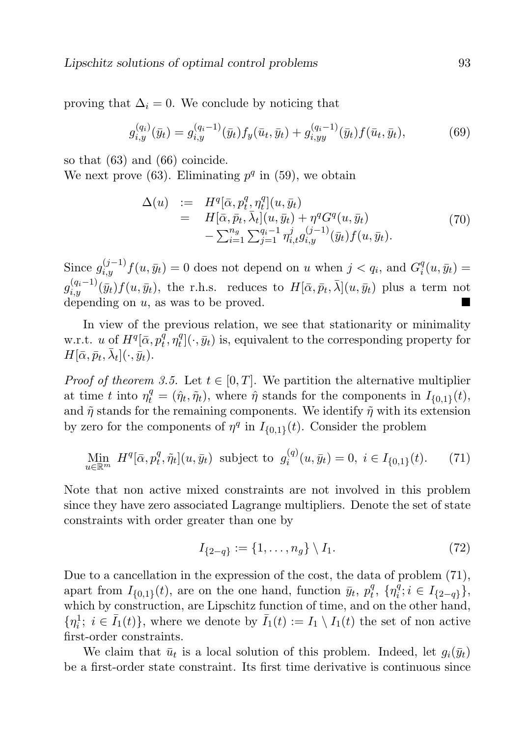proving that $\Delta_i = 0$. We conclude by noticing that

$$g_{i,y}^{(q_i)}(\bar{y}_t) = g_{i,y}^{(q_i-1)}(\bar{y}_t) f_y(\bar{u}_t, \bar{y}_t) + g_{i,yy}^{(q_i-1)}(\bar{y}_t) f(\bar{u}_t, \bar{y}_t), \tag{69}$$

so that (63) and (66) coincide.
We next prove (63). Eliminating $p^q$ in (59), we obtain

$$\begin{array}{rcl} \Delta(u) & := & H^q[\bar{\alpha}, p_t^q, \eta_t^q](u, \bar{y}_t) \\ & = & H[\bar{\alpha}, \bar{p}_t, \bar{\lambda}_t](u, \bar{y}_t) + \eta^q G^q(u, \bar{y}_t) \\ & & - \sum_{i=1}^{n_g} \sum_{j=1}^{q_i-1} \eta_{i,t}^j g_{i,y}^{(j-1)}(\bar{y}_t) f(u, \bar{y}_t). \end{array} \tag{70}$$

Since $g_{i,y}^{(j-1)} f(u, \bar{y}_t) = 0$ does not depend on $u$ when $j < q_i$, and $G_i^q(u, \bar{y}_t) = g_{i,y}^{(q_i-1)}(\bar{y}_t) f(u, \bar{y}_t)$, the r.h.s. reduces to $H[\bar{\alpha}, \bar{p}_t, \bar{\lambda}](u, \bar{y}_t)$ plus a term not depending on $u$, as was to be proved. ∎

In view of the previous relation, we see that stationarity or minimality w.r.t. $u$ of $H^q[\bar{\alpha}, p_t^q, \eta_t^q](\cdot, \bar{y}_t)$ is, equivalent to the corresponding property for $H[\bar{\alpha}, \bar{p}_t, \bar{\lambda}_t](\cdot, \bar{y}_t)$.

*Proof of theorem 3.5.* Let $t \in [0, T]$. We partition the alternative multiplier at time $t$ into $\eta_t^q = (\hat{\eta}_t, \tilde{\eta}_t)$, where $\hat{\eta}$ stands for the components in $I_{\{0,1\}}(t)$, and $\tilde{\eta}$ stands for the remaining components. We identify $\tilde{\eta}$ with its extension by zero for the components of $\eta^q$ in $I_{\{0,1\}}(t)$. Consider the problem

$$\underset{u \in \mathbb{R}^m}{\mathrm{Min}} \; H^q[\bar{\alpha}, p_t^q, \tilde{\eta}_t](u, \bar{y}_t) \;\text{ subject to }\; g_i^{(q)}(u, \bar{y}_t) = 0, \; i \in I_{\{0,1\}}(t). \tag{71}$$

Note that non active mixed constraints are not involved in this problem since they have zero associated Lagrange multipliers. Denote the set of state constraints with order greater than one by

$$I_{\{2-q\}} := \{1, \ldots, n_g\} \setminus I_1. \tag{72}$$

Due to a cancellation in the expression of the cost, the data of problem (71), apart from $I_{\{0,1\}}(t)$, are on the one hand, function $\bar{y}_t$, $p_t^q$, $\{\eta_i^q; i \in I_{\{2-q\}}\}$, which by construction, are Lipschitz function of time, and on the other hand, $\{\eta_i^1;\ i \in \bar{I}_1(t)\}$, where we denote by $\bar{I}_1(t) := I_1 \setminus I_1(t)$ the set of non active first-order constraints.

We claim that $\bar{u}_t$ is a local solution of this problem. Indeed, let $g_i(\bar{y}_t)$ be a first-order state constraint. Its first time derivative is continuous since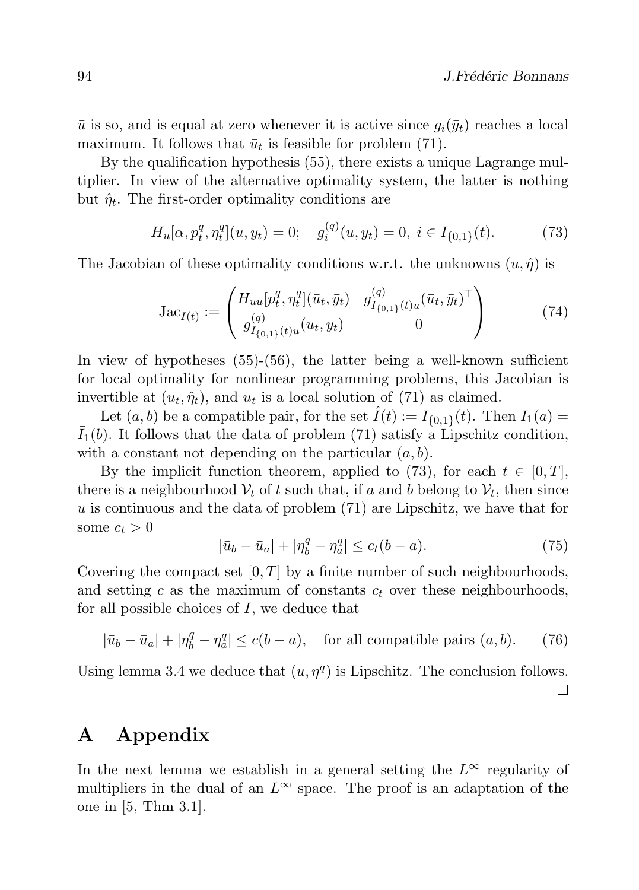$\bar{u}$ is so, and is equal at zero whenever it is active since $g_i(\bar{y}_t)$ reaches a local maximum. It follows that $\bar{u}_t$ is feasible for problem (71).

By the qualification hypothesis (55), there exists a unique Lagrange multiplier. In view of the alternative optimality system, the latter is nothing but $\hat{\eta}_t$. The first-order optimality conditions are

$$H_u[\bar{\alpha}, p_t^q, \eta_t^q](u, \bar{y}_t) = 0; \quad g_i^{(q)}(u, \bar{y}_t) = 0, \; i \in I_{\{0,1\}}(t). \tag{73}$$

The Jacobian of these optimality conditions w.r.t. the unknowns $(u, \hat{\eta})$ is

$$\mathrm{Jac}_{I(t)} := \begin{pmatrix} H_{uu}[p_t^q, \eta_t^q](\bar{u}_t, \bar{y}_t) & g^{(q)}_{I_{\{0,1\}}(t)u}(\bar{u}_t, \bar{y}_t)^\top \\ g^{(q)}_{I_{\{0,1\}}(t)u}(\bar{u}_t, \bar{y}_t) & 0 \end{pmatrix} \tag{74}$$

In view of hypotheses (55)-(56), the latter being a well-known sufficient for local optimality for nonlinear programming problems, this Jacobian is invertible at $(\bar{u}_t, \hat{\eta}_t)$, and $\bar{u}_t$ is a local solution of (71) as claimed.

Let $(a, b)$ be a compatible pair, for the set $\hat{I}(t) := I_{\{0,1\}}(t)$. Then $\bar{I}_1(a) = \bar{I}_1(b)$. It follows that the data of problem (71) satisfy a Lipschitz condition, with a constant not depending on the particular $(a, b)$.

By the implicit function theorem, applied to (73), for each $t \in [0, T]$, there is a neighbourhood $\mathcal{V}_t$ of $t$ such that, if $a$ and $b$ belong to $\mathcal{V}_t$, then since $\bar{u}$ is continuous and the data of problem (71) are Lipschitz, we have that for some $c_t > 0$

$$|\bar{u}_b - \bar{u}_a| + |\eta_b^q - \eta_a^q| \le c_t(b - a). \tag{75}$$

Covering the compact set $[0, T]$ by a finite number of such neighbourhoods, and setting $c$ as the maximum of constants $c_t$ over these neighbourhoods, for all possible choices of $I$, we deduce that

$$|\bar{u}_b - \bar{u}_a| + |\eta_b^q - \eta_a^q| \le c(b - a), \quad \text{for all compatible pairs } (a, b). \tag{76}$$

Using lemma 3.4 we deduce that $(\bar{u}, \eta^q)$ is Lipschitz. The conclusion follows. $\square$

# A Appendix

In the next lemma we establish in a general setting the $L^\infty$ regularity of multipliers in the dual of an $L^\infty$ space. The proof is an adaptation of the one in [5, Thm 3.1].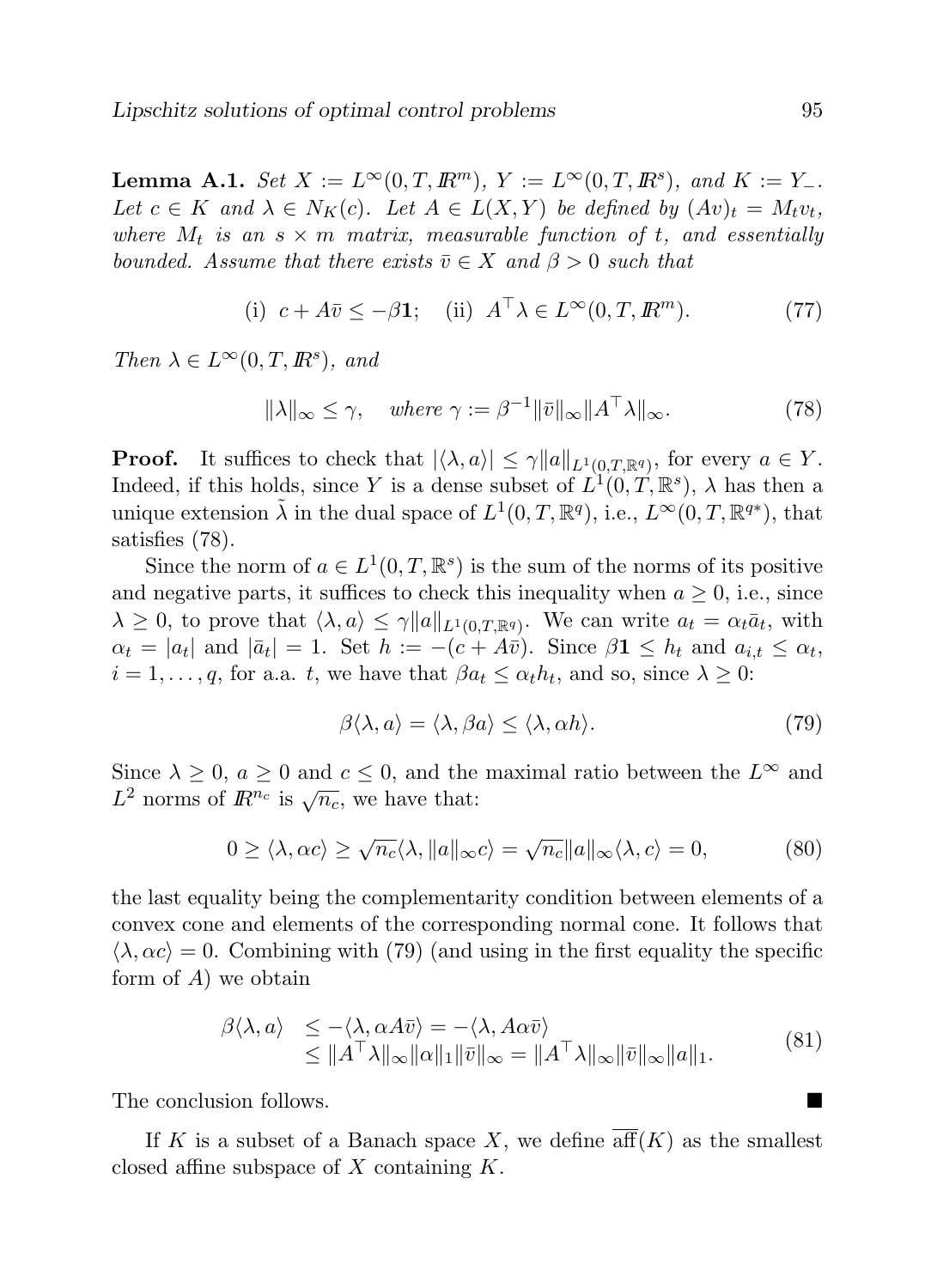**Lemma A.1.** *Set $X := L^\infty(0,T,\mathbb{R}^m)$, $Y := L^\infty(0,T,\mathbb{R}^s)$, and $K := Y_-$. Let $c \in K$ and $\lambda \in N_K(c)$. Let $A \in L(X,Y)$ be defined by $(Av)_t = M_t v_t$, where $M_t$ is an $s \times m$ matrix, measurable function of $t$, and essentially bounded. Assume that there exists $\bar{v} \in X$ and $\beta > 0$ such that*

$$\text{(i)}\ \ c + A\bar{v} \le -\beta \mathbf{1}; \quad \text{(ii)}\ \ A^\top \lambda \in L^\infty(0,T,\mathbb{R}^m). \tag{77}$$

*Then $\lambda \in L^\infty(0,T,\mathbb{R}^s)$, and*

$$\|\lambda\|_\infty \le \gamma, \quad \text{where } \gamma := \beta^{-1}\|\bar{v}\|_\infty \|A^\top \lambda\|_\infty. \tag{78}$$

**Proof.** It suffices to check that $|\langle \lambda, a\rangle| \le \gamma \|a\|_{L^1(0,T,\mathbb{R}^q)}$, for every $a \in Y$. Indeed, if this holds, since $Y$ is a dense subset of $L^1(0,T,\mathbb{R}^s)$, $\lambda$ has then a unique extension $\tilde{\lambda}$ in the dual space of $L^1(0,T,\mathbb{R}^q)$, i.e., $L^\infty(0,T,\mathbb{R}^{q*})$, that satisfies (78).

Since the norm of $a \in L^1(0,T,\mathbb{R}^s)$ is the sum of the norms of its positive and negative parts, it suffices to check this inequality when $a \ge 0$, i.e., since $\lambda \ge 0$, to prove that $\langle \lambda, a\rangle \le \gamma \|a\|_{L^1(0,T,\mathbb{R}^q)}$. We can write $a_t = \alpha_t \bar{a}_t$, with $\alpha_t = |a_t|$ and $|\bar{a}_t| = 1$. Set $h := -(c + A\bar{v})$. Since $\beta \mathbf{1} \le h_t$ and $a_{i,t} \le \alpha_t$, $i = 1, \dots, q$, for a.a. $t$, we have that $\beta a_t \le \alpha_t h_t$, and so, since $\lambda \ge 0$:

$$\beta \langle \lambda, a\rangle = \langle \lambda, \beta a\rangle \le \langle \lambda, \alpha h\rangle. \tag{79}$$

Since $\lambda \ge 0$, $a \ge 0$ and $c \le 0$, and the maximal ratio between the $L^\infty$ and $L^2$ norms of $\mathbb{R}^{n_c}$ is $\sqrt{n_c}$, we have that:

$$0 \ge \langle \lambda, \alpha c\rangle \ge \sqrt{n_c}\langle \lambda, \|a\|_\infty c\rangle = \sqrt{n_c}\|a\|_\infty \langle \lambda, c\rangle = 0, \tag{80}$$

the last equality being the complementarity condition between elements of a convex cone and elements of the corresponding normal cone. It follows that $\langle \lambda, \alpha c\rangle = 0$. Combining with (79) (and using in the first equality the specific form of $A$) we obtain

$$\begin{aligned} \beta\langle \lambda, a\rangle &\le -\langle \lambda, \alpha A\bar{v}\rangle = -\langle \lambda, A\alpha\bar{v}\rangle \\ &\le \|A^\top \lambda\|_\infty \|\alpha\|_1 \|\bar{v}\|_\infty = \|A^\top \lambda\|_\infty \|\bar{v}\|_\infty \|a\|_1. \end{aligned} \tag{81}$$

The conclusion follows. ∎

If $K$ is a subset of a Banach space $X$, we define $\overline{\text{aff}}(K)$ as the smallest closed affine subspace of $X$ containing $K$.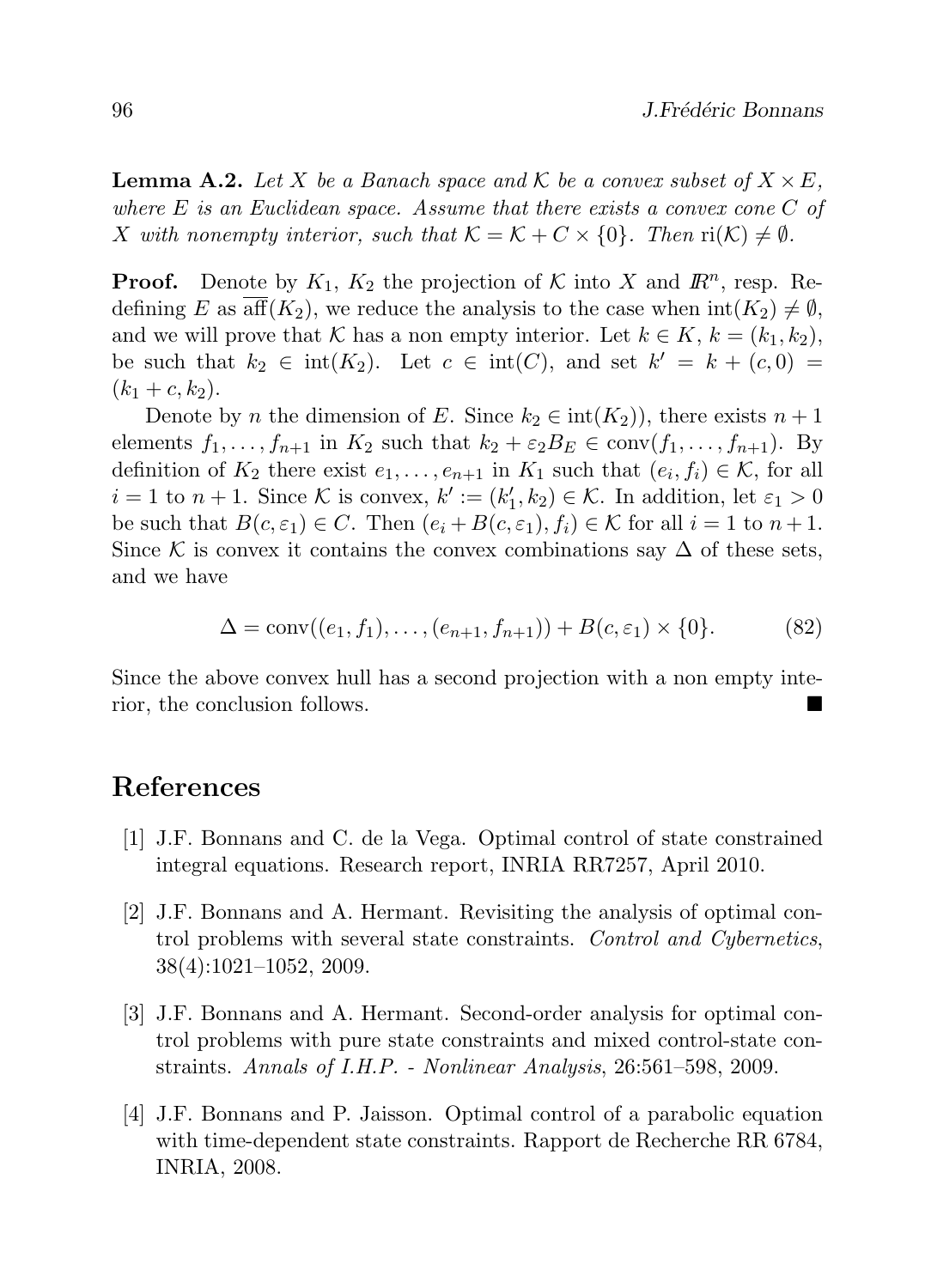**Lemma A.2.** *Let $X$ be a Banach space and $\mathcal{K}$ be a convex subset of $X \times E$, where $E$ is an Euclidean space. Assume that there exists a convex cone $C$ of $X$ with nonempty interior, such that $\mathcal{K} = \mathcal{K} + C \times \{0\}$. Then $\mathrm{ri}(\mathcal{K}) \neq \emptyset$.*

**Proof.** Denote by $K_1$, $K_2$ the projection of $\mathcal{K}$ into $X$ and $\mathbb{R}^n$, resp. Redefining $E$ as $\overline{\mathrm{aff}}(K_2)$, we reduce the analysis to the case when $\mathrm{int}(K_2) \neq \emptyset$, and we will prove that $\mathcal{K}$ has a non empty interior. Let $k \in K$, $k = (k_1, k_2)$, be such that $k_2 \in \mathrm{int}(K_2)$. Let $c \in \mathrm{int}(C)$, and set $k' = k + (c, 0) = (k_1 + c, k_2)$.

Denote by $n$ the dimension of $E$. Since $k_2 \in \mathrm{int}(K_2))$, there exists $n+1$ elements $f_1, \dots, f_{n+1}$ in $K_2$ such that $k_2 + \varepsilon_2 B_E \in \mathrm{conv}(f_1, \dots, f_{n+1})$. By definition of $K_2$ there exist $e_1, \dots, e_{n+1}$ in $K_1$ such that $(e_i, f_i) \in \mathcal{K}$, for all $i = 1$ to $n+1$. Since $\mathcal{K}$ is convex, $k' := (k_1', k_2) \in \mathcal{K}$. In addition, let $\varepsilon_1 > 0$ be such that $B(c, \varepsilon_1) \in C$. Then $(e_i + B(c, \varepsilon_1), f_i) \in \mathcal{K}$ for all $i = 1$ to $n+1$. Since $\mathcal{K}$ is convex it contains the convex combinations say $\Delta$ of these sets, and we have

$$\Delta = \mathrm{conv}((e_1, f_1), \dots, (e_{n+1}, f_{n+1})) + B(c, \varepsilon_1) \times \{0\}. \tag{82}$$

Since the above convex hull has a second projection with a non empty interior, the conclusion follows. ∎

## References

[1] J.F. Bonnans and C. de la Vega. Optimal control of state constrained integral equations. Research report, INRIA RR7257, April 2010.

[2] J.F. Bonnans and A. Hermant. Revisiting the analysis of optimal control problems with several state constraints. *Control and Cybernetics*, 38(4):1021–1052, 2009.

[3] J.F. Bonnans and A. Hermant. Second-order analysis for optimal control problems with pure state constraints and mixed control-state constraints. *Annals of I.H.P. - Nonlinear Analysis*, 26:561–598, 2009.

[4] J.F. Bonnans and P. Jaisson. Optimal control of a parabolic equation with time-dependent state constraints. Rapport de Recherche RR 6784, INRIA, 2008.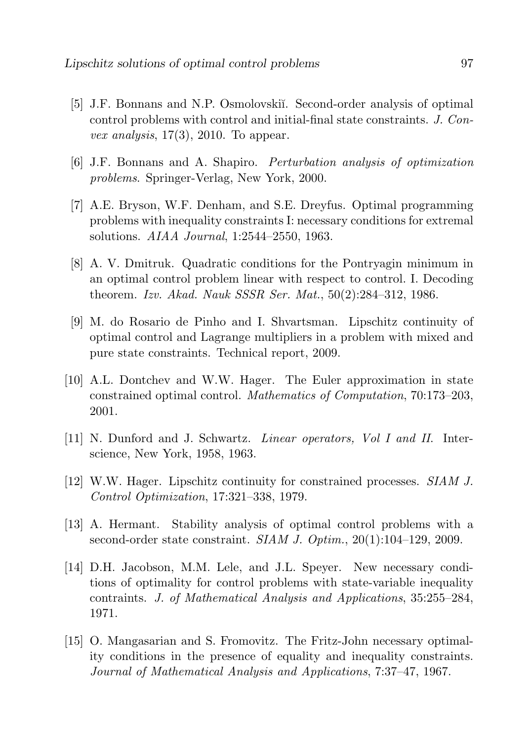[5] J.F. Bonnans and N.P. Osmolovskiĭ. Second-order analysis of optimal control problems with control and initial-final state constraints. *J. Convex analysis*, 17(3), 2010. To appear.

[6] J.F. Bonnans and A. Shapiro. *Perturbation analysis of optimization problems*. Springer-Verlag, New York, 2000.

[7] A.E. Bryson, W.F. Denham, and S.E. Dreyfus. Optimal programming problems with inequality constraints I: necessary conditions for extremal solutions. *AIAA Journal*, 1:2544–2550, 1963.

[8] A. V. Dmitruk. Quadratic conditions for the Pontryagin minimum in an optimal control problem linear with respect to control. I. Decoding theorem. *Izv. Akad. Nauk SSSR Ser. Mat.*, 50(2):284–312, 1986.

[9] M. do Rosario de Pinho and I. Shvartsman. Lipschitz continuity of optimal control and Lagrange multipliers in a problem with mixed and pure state constraints. Technical report, 2009.

[10] A.L. Dontchev and W.W. Hager. The Euler approximation in state constrained optimal control. *Mathematics of Computation*, 70:173–203, 2001.

[11] N. Dunford and J. Schwartz. *Linear operators, Vol I and II*. Interscience, New York, 1958, 1963.

[12] W.W. Hager. Lipschitz continuity for constrained processes. *SIAM J. Control Optimization*, 17:321–338, 1979.

[13] A. Hermant. Stability analysis of optimal control problems with a second-order state constraint. *SIAM J. Optim.*, 20(1):104–129, 2009.

[14] D.H. Jacobson, M.M. Lele, and J.L. Speyer. New necessary conditions of optimality for control problems with state-variable inequality contraints. *J. of Mathematical Analysis and Applications*, 35:255–284, 1971.

[15] O. Mangasarian and S. Fromovitz. The Fritz-John necessary optimality conditions in the presence of equality and inequality constraints. *Journal of Mathematical Analysis and Applications*, 7:37–47, 1967.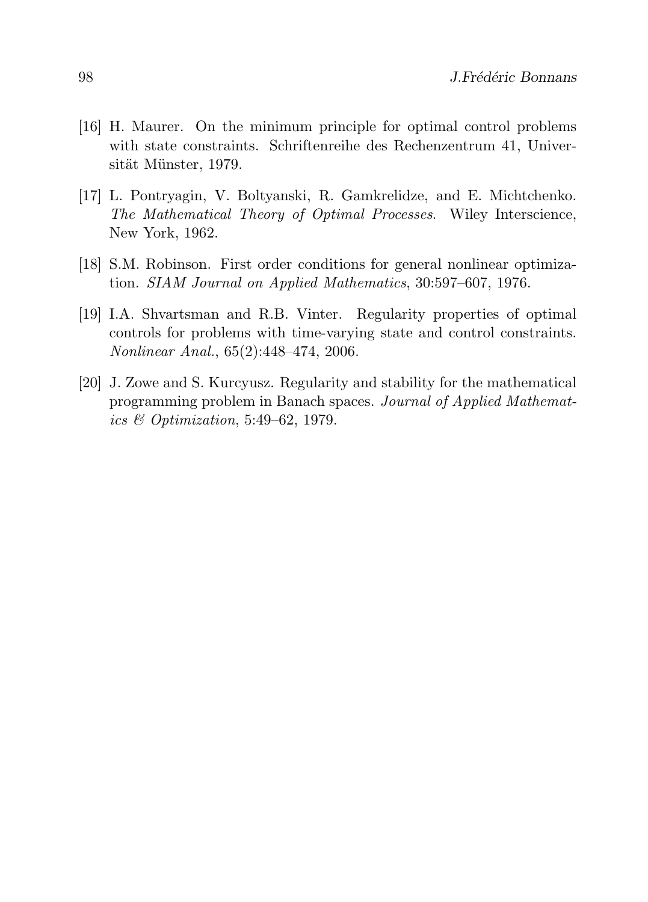[16] H. Maurer. On the minimum principle for optimal control problems with state constraints. Schriftenreihe des Rechenzentrum 41, Universität Münster, 1979.

[17] L. Pontryagin, V. Boltyanski, R. Gamkrelidze, and E. Michtchenko. *The Mathematical Theory of Optimal Processes*. Wiley Interscience, New York, 1962.

[18] S.M. Robinson. First order conditions for general nonlinear optimization. *SIAM Journal on Applied Mathematics*, 30:597–607, 1976.

[19] I.A. Shvartsman and R.B. Vinter. Regularity properties of optimal controls for problems with time-varying state and control constraints. *Nonlinear Anal.*, 65(2):448–474, 2006.

[20] J. Zowe and S. Kurcyusz. Regularity and stability for the mathematical programming problem in Banach spaces. *Journal of Applied Mathematics & Optimization*, 5:49–62, 1979.